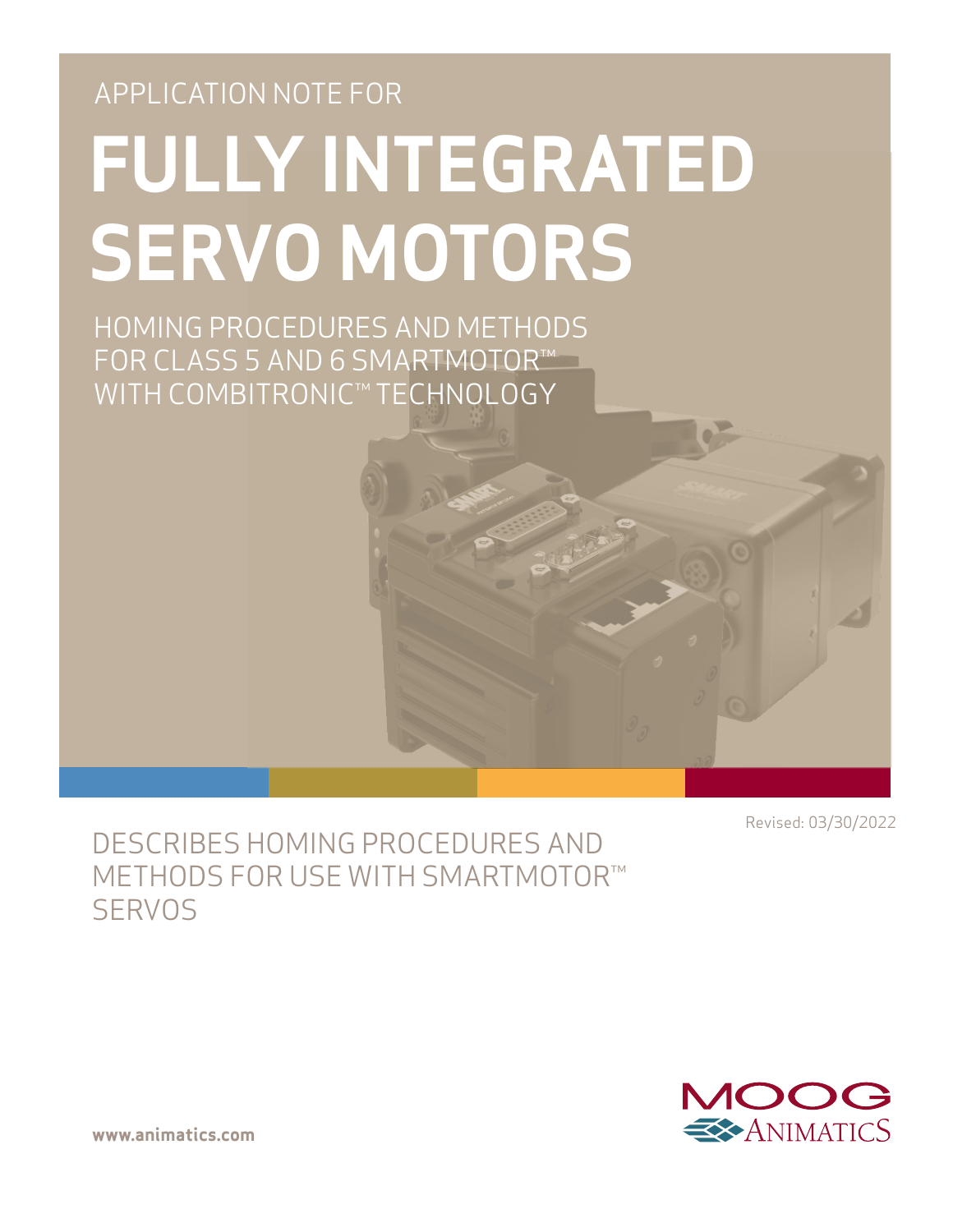APPLICATION NOTE FOR

# FULLY INTEGRATED SERVO MOTORS

HOMING PROCEDURES AND METHODS FOR CLASS 5 AND 6 SMARTMOTOR™ WITH COMBITRONIC™ TECHNOLOGY

Revised: 03/30/2022

DESCRIBES HOMING PROCEDURES AND METHODS FOR USE WITH SMARTMOTOR™ SERVOS

MOOG ANIMATICS

**www.animatics.com**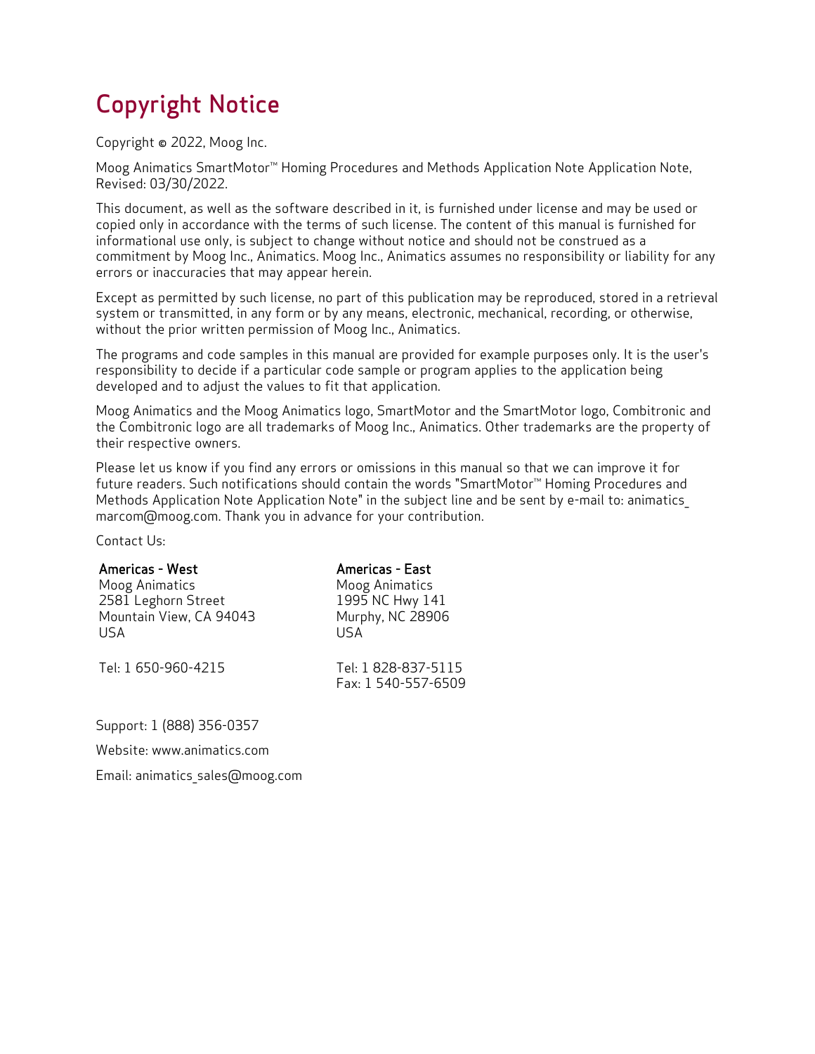# Copyright Notice

Copyright © 2022, Moog Inc.

Moog Animatics SmartMotor™ Homing Procedures and Methods Application Note Application Note, Revised: 03/30/2022.

This document, as well as the software described in it, is furnished under license and may be used or copied only in accordance with the terms of such license. The content of this manual is furnished for informational use only, is subject to change without notice and should not be construed as a commitment by Moog Inc., Animatics. Moog Inc., Animatics assumes no responsibility or liability for any errors or inaccuracies that may appear herein.

Except as permitted by such license, no part of this publication may be reproduced, stored in a retrieval system or transmitted, in any form or by any means, electronic, mechanical, recording, or otherwise, without the prior written permission of Moog Inc., Animatics.

The programs and code samples in this manual are provided for example purposes only. It is the user's responsibility to decide if a particular code sample or program applies to the application being developed and to adjust the values to fit that application.

Moog Animatics and the Moog Animatics logo, SmartMotor and the SmartMotor logo, Combitronic and the Combitronic logo are all trademarks of Moog Inc., Animatics. Other trademarks are the property of their respective owners.

Please let us know if you find any errors or omissions in this manual so that we can improve it for future readers. Such notifications should contain the words "SmartMotor™ Homing Procedures and Methods Application Note Application Note" in the subject line and be sent by e-mail to: animatics_marcom@moog.com. Thank you in advance for your contribution.

Contact Us:

**Americas - West**
Moog Animatics
2581 Leghorn Street
Mountain View, CA 94043
USA

Tel: 1 650-960-4215

**Americas - East**
Moog Animatics
1995 NC Hwy 141
Murphy, NC 28906
USA

Tel: 1 828-837-5115
Fax: 1 540-557-6509

Support: 1 (888) 356-0357

Website: www.animatics.com

Email: animatics_sales@moog.com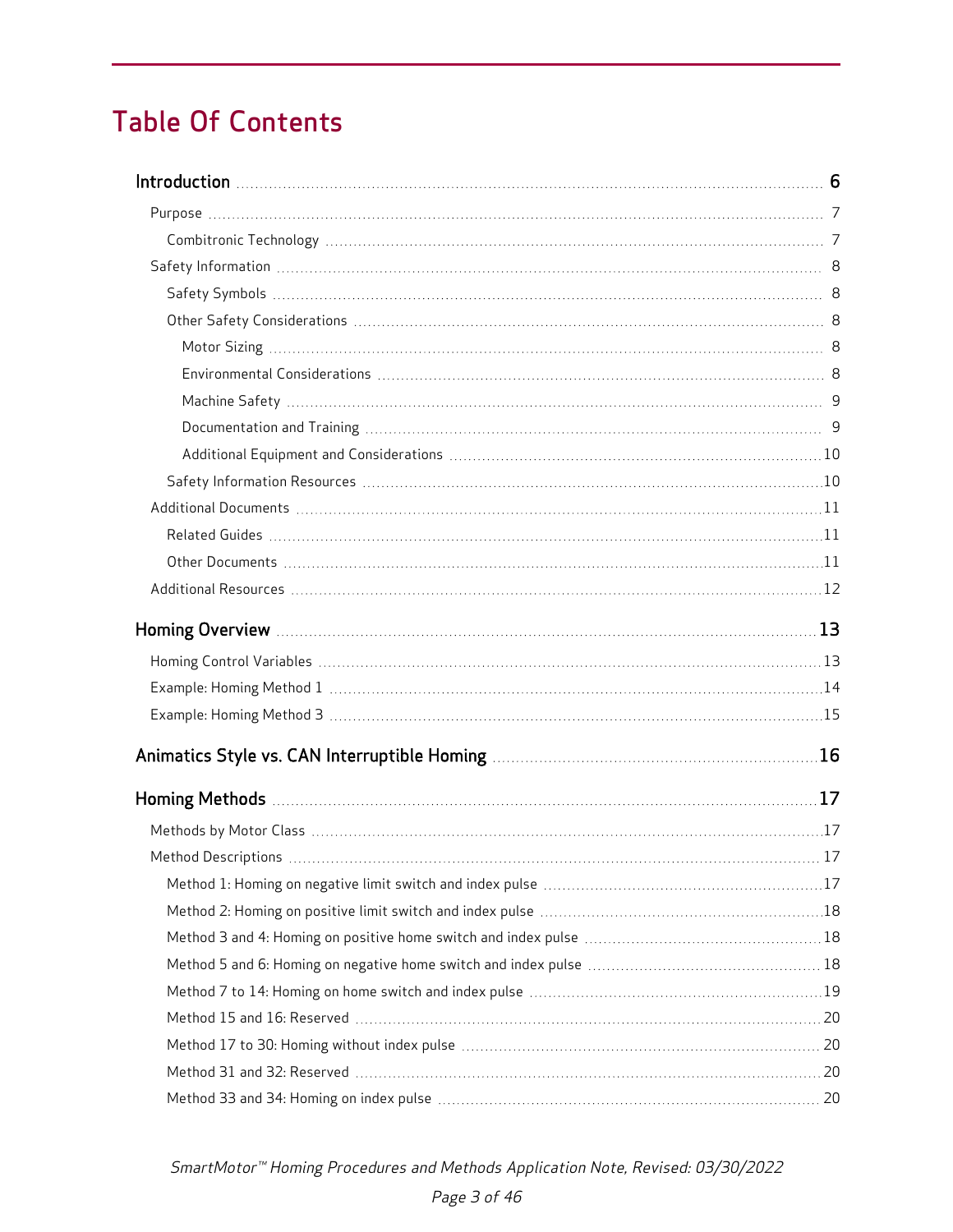# Table Of Contents

- **Introduction** 6
  - Purpose 7
    - Combitronic Technology 7
  - Safety Information 8
    - Safety Symbols 8
    - Other Safety Considerations 8
      - Motor Sizing 8
      - Environmental Considerations 8
      - Machine Safety 9
      - Documentation and Training 9
      - Additional Equipment and Considerations 10
    - Safety Information Resources 10
  - Additional Documents 11
    - Related Guides 11
    - Other Documents 11
  - Additional Resources 12
- **Homing Overview** 13
  - Homing Control Variables 13
  - Example: Homing Method 1 14
  - Example: Homing Method 3 15
- **Animatics Style vs. CAN Interruptible Homing** 16
- **Homing Methods** 17
  - Methods by Motor Class 17
  - Method Descriptions 17
    - Method 1: Homing on negative limit switch and index pulse 17
    - Method 2: Homing on positive limit switch and index pulse 18
    - Method 3 and 4: Homing on positive home switch and index pulse 18
    - Method 5 and 6: Homing on negative home switch and index pulse 18
    - Method 7 to 14: Homing on home switch and index pulse 19
    - Method 15 and 16: Reserved 20
    - Method 17 to 30: Homing without index pulse 20
    - Method 31 and 32: Reserved 20
    - Method 33 and 34: Homing on index pulse 20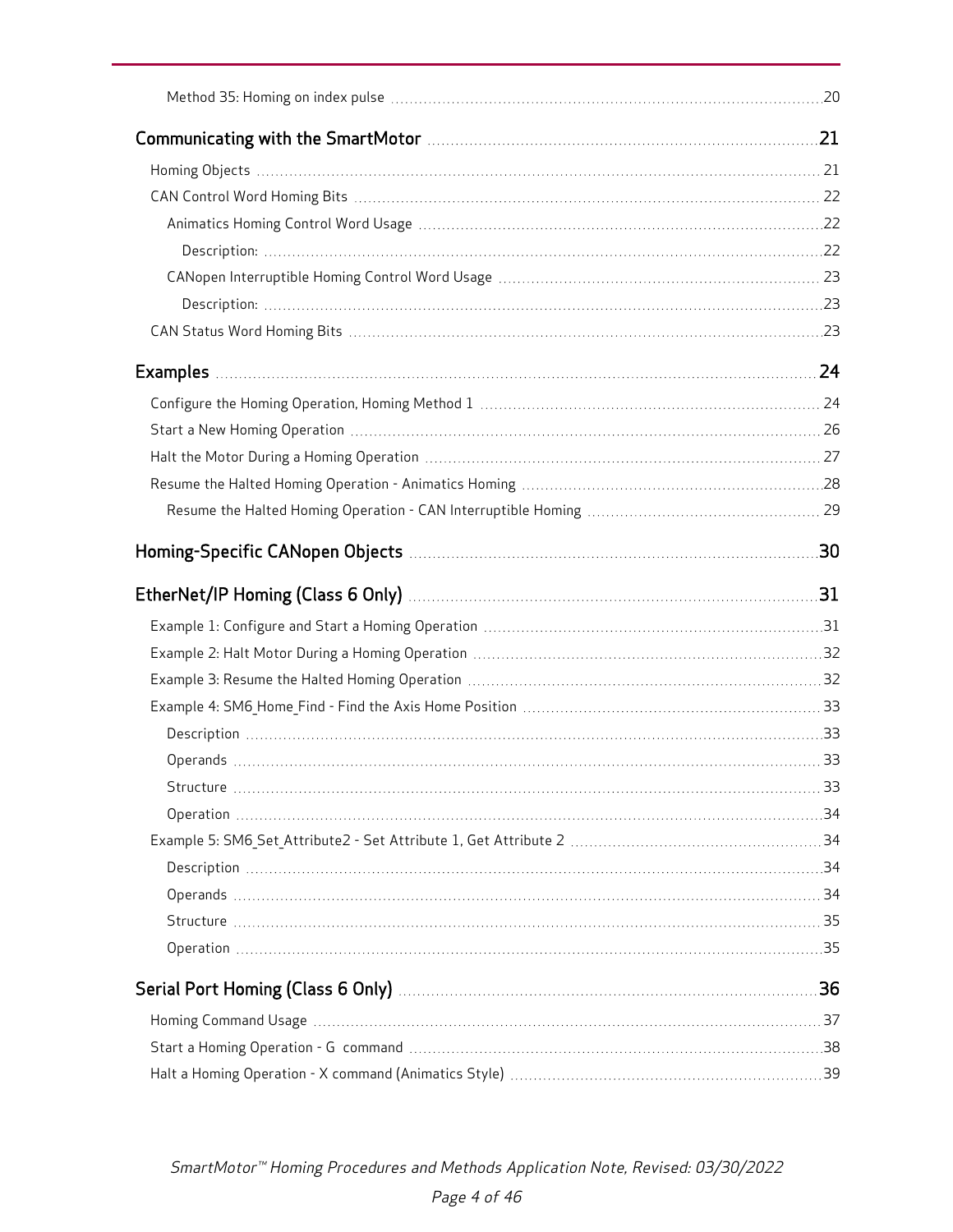Method 35: Homing on index pulse ..... 20

**Communicating with the SmartMotor ..... 21**

Homing Objects ..... 21

CAN Control Word Homing Bits ..... 22

Animatics Homing Control Word Usage ..... 22

Description: ..... 22

CANopen Interruptible Homing Control Word Usage ..... 23

Description: ..... 23

CAN Status Word Homing Bits ..... 23

**Examples ..... 24**

Configure the Homing Operation, Homing Method 1 ..... 24

Start a New Homing Operation ..... 26

Halt the Motor During a Homing Operation ..... 27

Resume the Halted Homing Operation - Animatics Homing ..... 28

Resume the Halted Homing Operation - CAN Interruptible Homing ..... 29

**Homing-Specific CANopen Objects ..... 30**

**EtherNet/IP Homing (Class 6 Only) ..... 31**

Example 1: Configure and Start a Homing Operation ..... 31

Example 2: Halt Motor During a Homing Operation ..... 32

Example 3: Resume the Halted Homing Operation ..... 32

Example 4: SM6_Home_Find - Find the Axis Home Position ..... 33

Description ..... 33

Operands ..... 33

Structure ..... 33

Operation ..... 34

Example 5: SM6_Set_Attribute2 - Set Attribute 1, Get Attribute 2 ..... 34

Description ..... 34

Operands ..... 34

Structure ..... 35

Operation ..... 35

**Serial Port Homing (Class 6 Only) ..... 36**

Homing Command Usage ..... 37

Start a Homing Operation - G command ..... 38

Halt a Homing Operation - X command (Animatics Style) ..... 39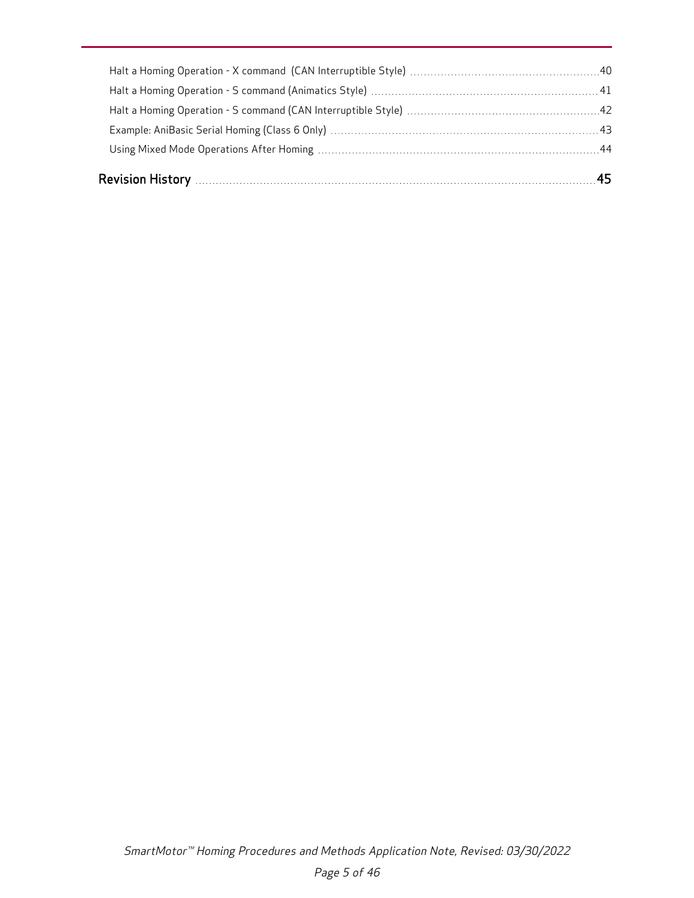Halt a Homing Operation - X command (CAN Interruptible Style) 40

Halt a Homing Operation - S command (Animatics Style) 41

Halt a Homing Operation - S command (CAN Interruptible Style) 42

Example: AniBasic Serial Homing (Class 6 Only) 43

Using Mixed Mode Operations After Homing 44

**Revision History 45**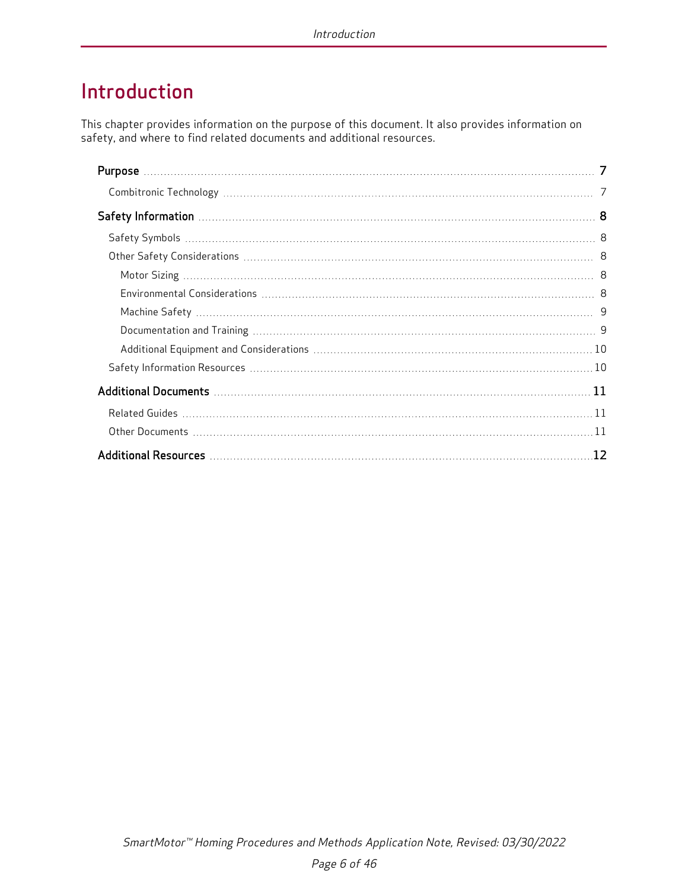# Introduction

This chapter provides information on the purpose of this document. It also provides information on safety, and where to find related documents and additional resources.

**Purpose** 7

- Combitronic Technology 7

**Safety Information** 8

- Safety Symbols 8
- Other Safety Considerations 8
  - Motor Sizing 8
  - Environmental Considerations 8
  - Machine Safety 9
  - Documentation and Training 9
  - Additional Equipment and Considerations 10
- Safety Information Resources 10

**Additional Documents** 11

- Related Guides 11
- Other Documents 11

**Additional Resources** 12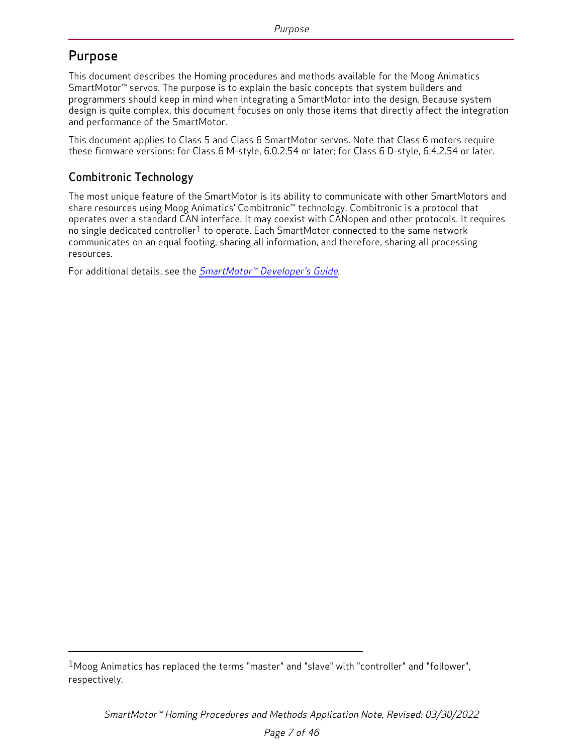# Purpose

This document describes the Homing procedures and methods available for the Moog Animatics SmartMotor™ servos. The purpose is to explain the basic concepts that system builders and programmers should keep in mind when integrating a SmartMotor into the design. Because system design is quite complex, this document focuses on only those items that directly affect the integration and performance of the SmartMotor.

This document applies to Class 5 and Class 6 SmartMotor servos. Note that Class 6 motors require these firmware versions: for Class 6 M-style, 6.0.2.54 or later; for Class 6 D-style, 6.4.2.54 or later.

## Combitronic Technology

The most unique feature of the SmartMotor is its ability to communicate with other SmartMotors and share resources using Moog Animatics' Combitronic™ technology. Combitronic is a protocol that operates over a standard CAN interface. It may coexist with CANopen and other protocols. It requires no single dedicated controller[1] to operate. Each SmartMotor connected to the same network communicates on an equal footing, sharing all information, and therefore, sharing all processing resources.

For additional details, see the *SmartMotor™ Developer's Guide*.

---

[1] Moog Animatics has replaced the terms "master" and "slave" with "controller" and "follower", respectively.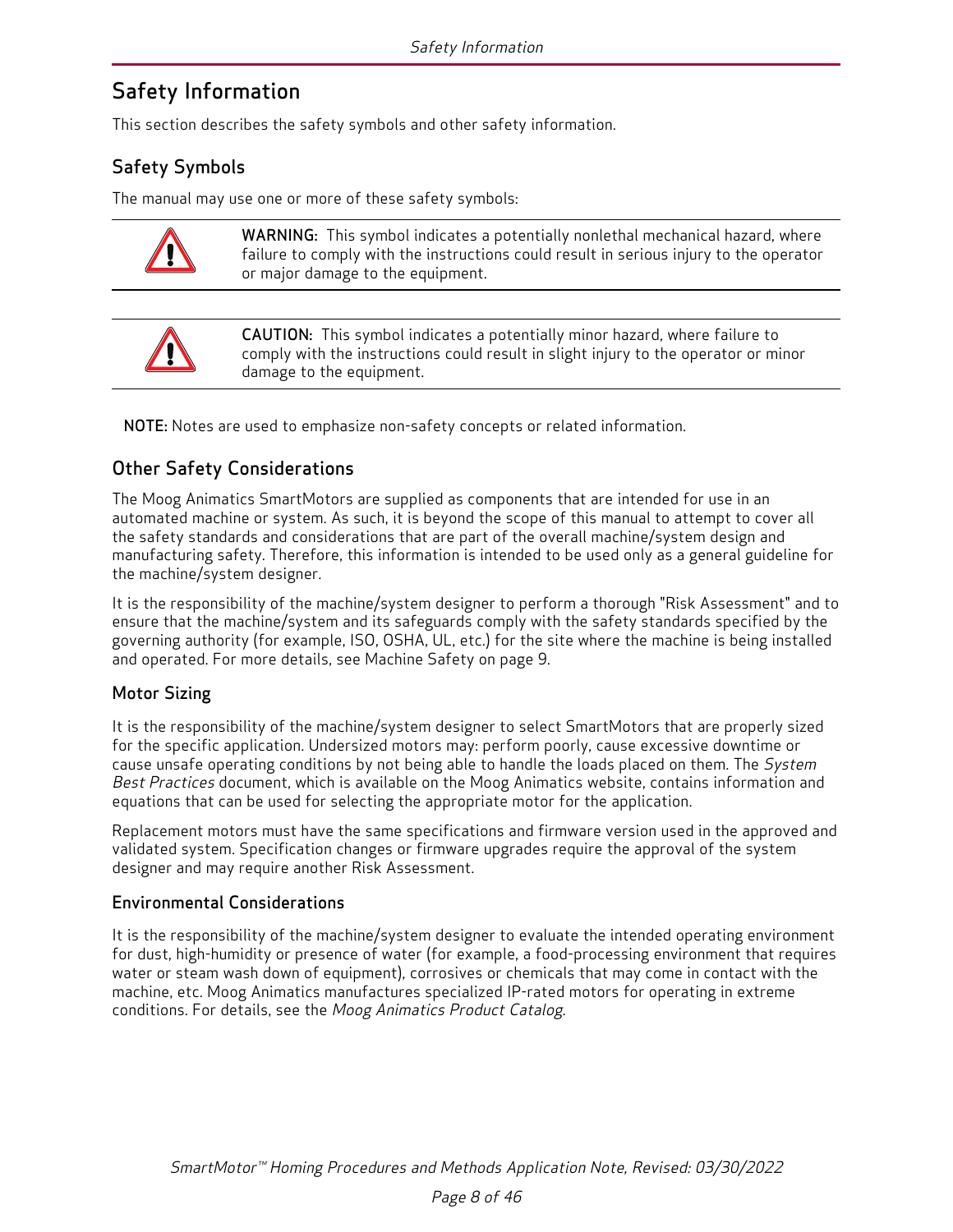# Safety Information

This section describes the safety symbols and other safety information.

## Safety Symbols

The manual may use one or more of these safety symbols:

**WARNING:** This symbol indicates a potentially nonlethal mechanical hazard, where failure to comply with the instructions could result in serious injury to the operator or major damage to the equipment.

**CAUTION:** This symbol indicates a potentially minor hazard, where failure to comply with the instructions could result in slight injury to the operator or minor damage to the equipment.

**NOTE:** Notes are used to emphasize non-safety concepts or related information.

## Other Safety Considerations

The Moog Animatics SmartMotors are supplied as components that are intended for use in an automated machine or system. As such, it is beyond the scope of this manual to attempt to cover all the safety standards and considerations that are part of the overall machine/system design and manufacturing safety. Therefore, this information is intended to be used only as a general guideline for the machine/system designer.

It is the responsibility of the machine/system designer to perform a thorough "Risk Assessment" and to ensure that the machine/system and its safeguards comply with the safety standards specified by the governing authority (for example, ISO, OSHA, UL, etc.) for the site where the machine is being installed and operated. For more details, see Machine Safety on page 9.

### Motor Sizing

It is the responsibility of the machine/system designer to select SmartMotors that are properly sized for the specific application. Undersized motors may: perform poorly, cause excessive downtime or cause unsafe operating conditions by not being able to handle the loads placed on them. The *System Best Practices* document, which is available on the Moog Animatics website, contains information and equations that can be used for selecting the appropriate motor for the application.

Replacement motors must have the same specifications and firmware version used in the approved and validated system. Specification changes or firmware upgrades require the approval of the system designer and may require another Risk Assessment.

### Environmental Considerations

It is the responsibility of the machine/system designer to evaluate the intended operating environment for dust, high-humidity or presence of water (for example, a food-processing environment that requires water or steam wash down of equipment), corrosives or chemicals that may come in contact with the machine, etc. Moog Animatics manufactures specialized IP-rated motors for operating in extreme conditions. For details, see the *Moog Animatics Product Catalog*.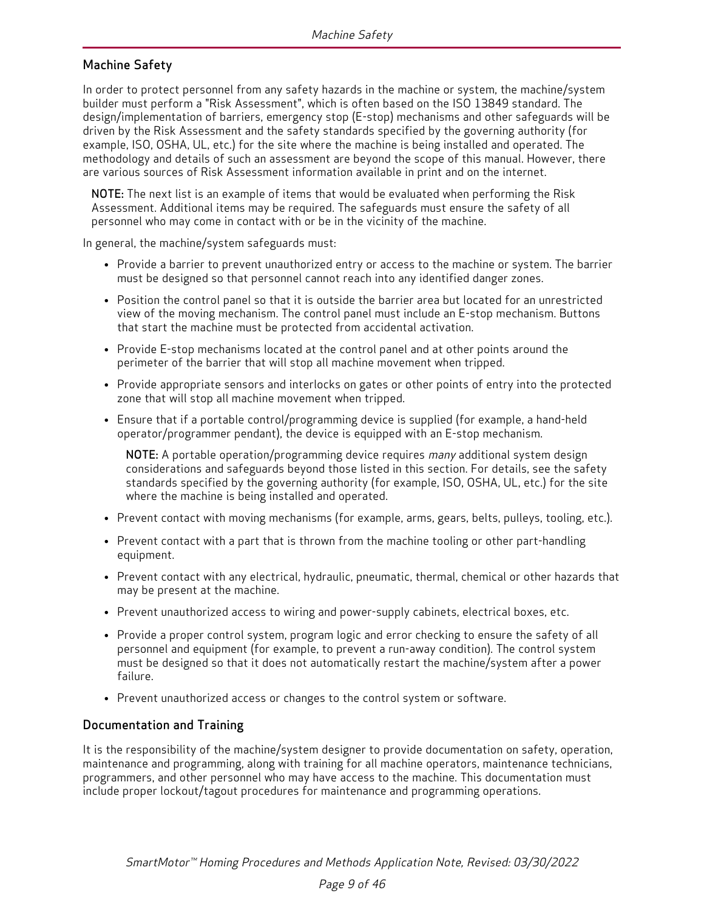## Machine Safety

In order to protect personnel from any safety hazards in the machine or system, the machine/system builder must perform a "Risk Assessment", which is often based on the ISO 13849 standard. The design/implementation of barriers, emergency stop (E-stop) mechanisms and other safeguards will be driven by the Risk Assessment and the safety standards specified by the governing authority (for example, ISO, OSHA, UL, etc.) for the site where the machine is being installed and operated. The methodology and details of such an assessment are beyond the scope of this manual. However, there are various sources of Risk Assessment information available in print and on the internet.

> **NOTE:** The next list is an example of items that would be evaluated when performing the Risk Assessment. Additional items may be required. The safeguards must ensure the safety of all personnel who may come in contact with or be in the vicinity of the machine.

In general, the machine/system safeguards must:

- Provide a barrier to prevent unauthorized entry or access to the machine or system. The barrier must be designed so that personnel cannot reach into any identified danger zones.
- Position the control panel so that it is outside the barrier area but located for an unrestricted view of the moving mechanism. The control panel must include an E-stop mechanism. Buttons that start the machine must be protected from accidental activation.
- Provide E-stop mechanisms located at the control panel and at other points around the perimeter of the barrier that will stop all machine movement when tripped.
- Provide appropriate sensors and interlocks on gates or other points of entry into the protected zone that will stop all machine movement when tripped.
- Ensure that if a portable control/programming device is supplied (for example, a hand-held operator/programmer pendant), the device is equipped with an E-stop mechanism.

  > **NOTE:** A portable operation/programming device requires *many* additional system design considerations and safeguards beyond those listed in this section. For details, see the safety standards specified by the governing authority (for example, ISO, OSHA, UL, etc.) for the site where the machine is being installed and operated.

- Prevent contact with moving mechanisms (for example, arms, gears, belts, pulleys, tooling, etc.).
- Prevent contact with a part that is thrown from the machine tooling or other part-handling equipment.
- Prevent contact with any electrical, hydraulic, pneumatic, thermal, chemical or other hazards that may be present at the machine.
- Prevent unauthorized access to wiring and power-supply cabinets, electrical boxes, etc.
- Provide a proper control system, program logic and error checking to ensure the safety of all personnel and equipment (for example, to prevent a run-away condition). The control system must be designed so that it does not automatically restart the machine/system after a power failure.
- Prevent unauthorized access or changes to the control system or software.

## Documentation and Training

It is the responsibility of the machine/system designer to provide documentation on safety, operation, maintenance and programming, along with training for all machine operators, maintenance technicians, programmers, and other personnel who may have access to the machine. This documentation must include proper lockout/tagout procedures for maintenance and programming operations.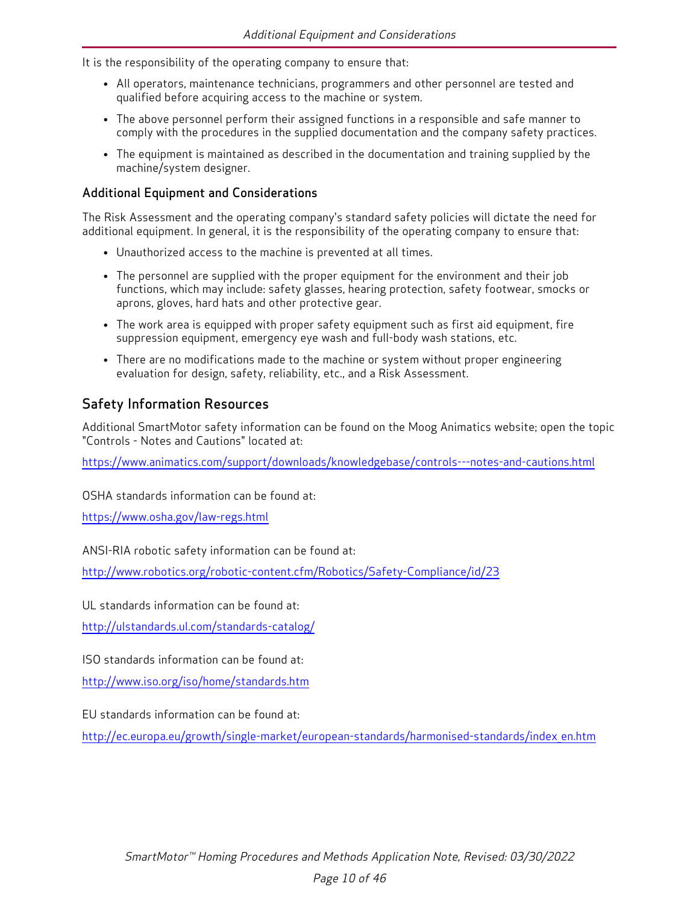It is the responsibility of the operating company to ensure that:

- All operators, maintenance technicians, programmers and other personnel are tested and qualified before acquiring access to the machine or system.
- The above personnel perform their assigned functions in a responsible and safe manner to comply with the procedures in the supplied documentation and the company safety practices.
- The equipment is maintained as described in the documentation and training supplied by the machine/system designer.

### Additional Equipment and Considerations

The Risk Assessment and the operating company's standard safety policies will dictate the need for additional equipment. In general, it is the responsibility of the operating company to ensure that:

- Unauthorized access to the machine is prevented at all times.
- The personnel are supplied with the proper equipment for the environment and their job functions, which may include: safety glasses, hearing protection, safety footwear, smocks or aprons, gloves, hard hats and other protective gear.
- The work area is equipped with proper safety equipment such as first aid equipment, fire suppression equipment, emergency eye wash and full-body wash stations, etc.
- There are no modifications made to the machine or system without proper engineering evaluation for design, safety, reliability, etc., and a Risk Assessment.

## Safety Information Resources

Additional SmartMotor safety information can be found on the Moog Animatics website; open the topic "Controls - Notes and Cautions" located at:

https://www.animatics.com/support/downloads/knowledgebase/controls---notes-and-cautions.html

OSHA standards information can be found at:

https://www.osha.gov/law-regs.html

ANSI-RIA robotic safety information can be found at:

http://www.robotics.org/robotic-content.cfm/Robotics/Safety-Compliance/id/23

UL standards information can be found at:

http://ulstandards.ul.com/standards-catalog/

ISO standards information can be found at:

http://www.iso.org/iso/home/standards.htm

EU standards information can be found at:

http://ec.europa.eu/growth/single-market/european-standards/harmonised-standards/index_en.htm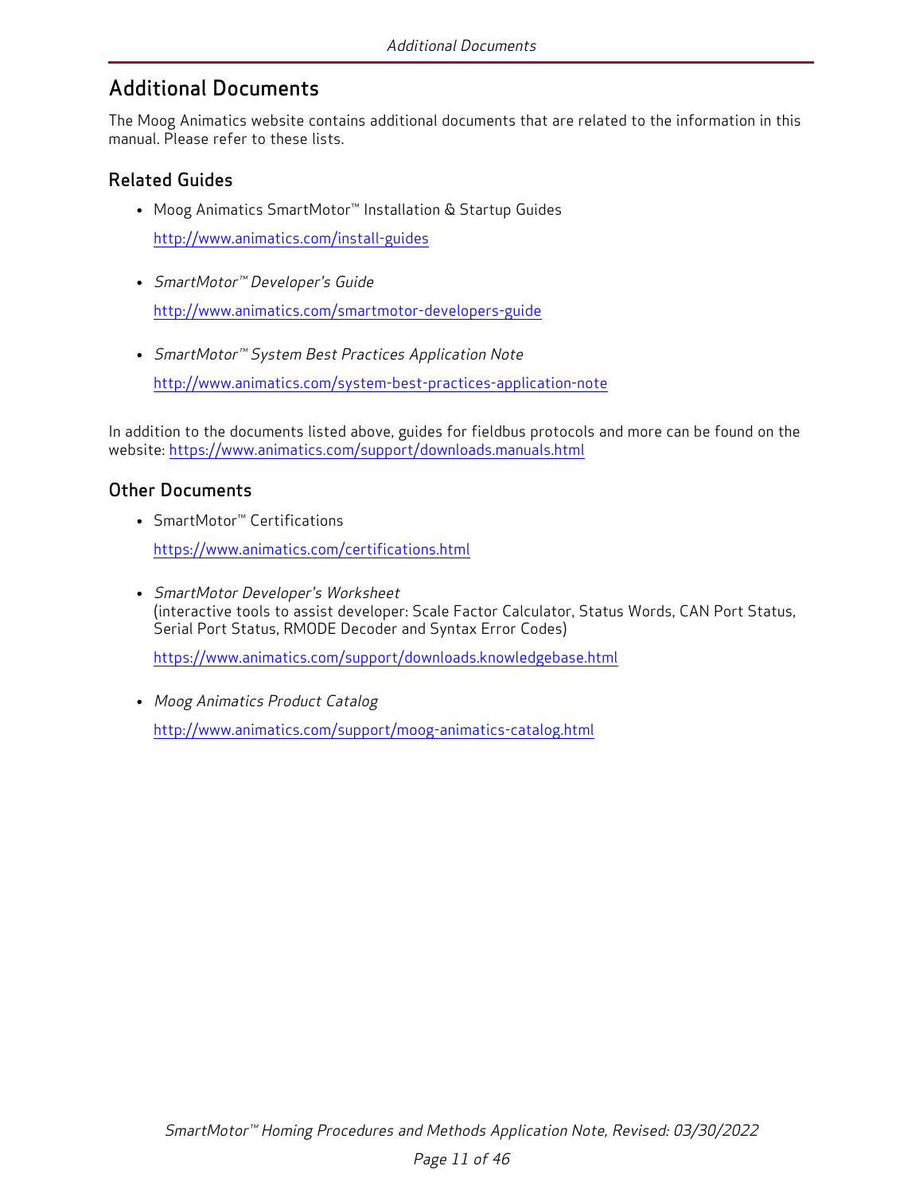# Additional Documents

The Moog Animatics website contains additional documents that are related to the information in this manual. Please refer to these lists.

## Related Guides

- Moog Animatics SmartMotor™ Installation & Startup Guides

  http://www.animatics.com/install-guides

- *SmartMotor™ Developer's Guide*

  http://www.animatics.com/smartmotor-developers-guide

- *SmartMotor™ System Best Practices Application Note*

  http://www.animatics.com/system-best-practices-application-note

In addition to the documents listed above, guides for fieldbus protocols and more can be found on the website: https://www.animatics.com/support/downloads.manuals.html

## Other Documents

- SmartMotor™ Certifications

  https://www.animatics.com/certifications.html

- *SmartMotor Developer's Worksheet*
  (interactive tools to assist developer: Scale Factor Calculator, Status Words, CAN Port Status, Serial Port Status, RMODE Decoder and Syntax Error Codes)

  https://www.animatics.com/support/downloads.knowledgebase.html

- *Moog Animatics Product Catalog*

  http://www.animatics.com/support/moog-animatics-catalog.html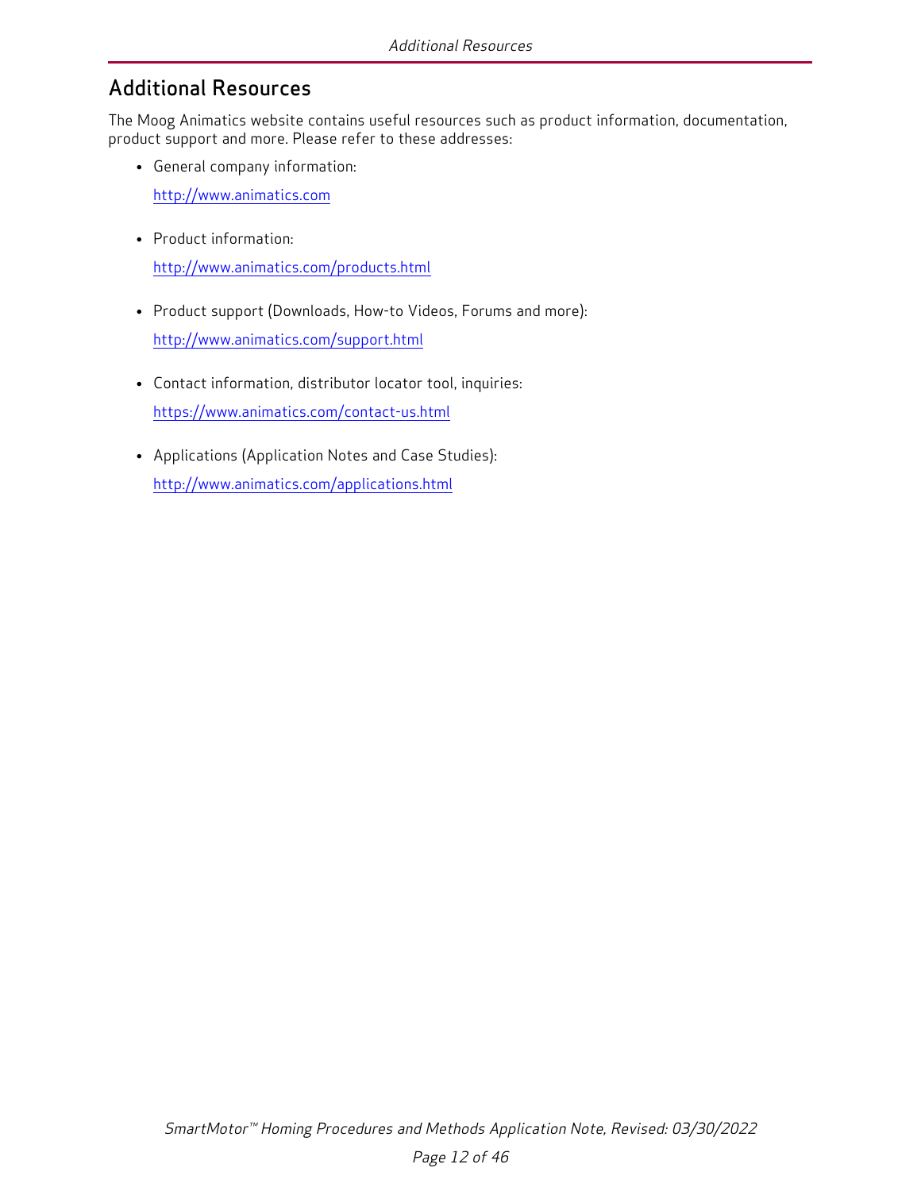## Additional Resources

The Moog Animatics website contains useful resources such as product information, documentation, product support and more. Please refer to these addresses:

- General company information:

  http://www.animatics.com

- Product information:

  http://www.animatics.com/products.html

- Product support (Downloads, How-to Videos, Forums and more):

  http://www.animatics.com/support.html

- Contact information, distributor locator tool, inquiries:

  https://www.animatics.com/contact-us.html

- Applications (Application Notes and Case Studies):

  http://www.animatics.com/applications.html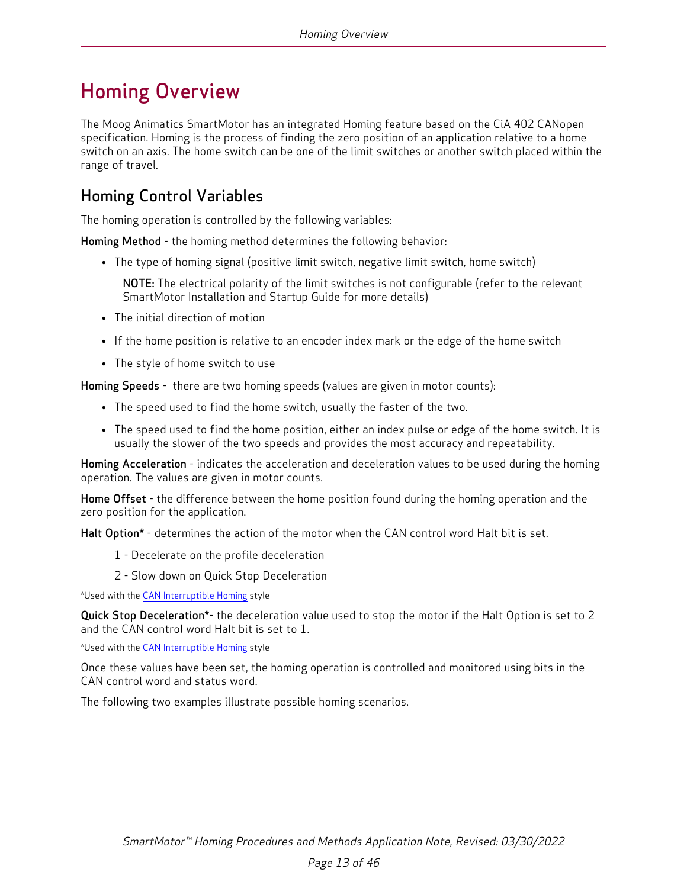# Homing Overview

The Moog Animatics SmartMotor has an integrated Homing feature based on the CiA 402 CANopen specification. Homing is the process of finding the zero position of an application relative to a home switch on an axis. The home switch can be one of the limit switches or another switch placed within the range of travel.

## Homing Control Variables

The homing operation is controlled by the following variables:

**Homing Method** - the homing method determines the following behavior:

- The type of homing signal (positive limit switch, negative limit switch, home switch)

  **NOTE:** The electrical polarity of the limit switches is not configurable (refer to the relevant SmartMotor Installation and Startup Guide for more details)

- The initial direction of motion
- If the home position is relative to an encoder index mark or the edge of the home switch
- The style of home switch to use

**Homing Speeds** - there are two homing speeds (values are given in motor counts):

- The speed used to find the home switch, usually the faster of the two.
- The speed used to find the home position, either an index pulse or edge of the home switch. It is usually the slower of the two speeds and provides the most accuracy and repeatability.

**Homing Acceleration** - indicates the acceleration and deceleration values to be used during the homing operation. The values are given in motor counts.

**Home Offset** - the difference between the home position found during the homing operation and the zero position for the application.

**Halt Option*** - determines the action of the motor when the CAN control word Halt bit is set.

1 - Decelerate on the profile deceleration

2 - Slow down on Quick Stop Deceleration

*Used with the CAN Interruptible Homing style

**Quick Stop Deceleration***- the deceleration value used to stop the motor if the Halt Option is set to 2 and the CAN control word Halt bit is set to 1.

*Used with the CAN Interruptible Homing style

Once these values have been set, the homing operation is controlled and monitored using bits in the CAN control word and status word.

The following two examples illustrate possible homing scenarios.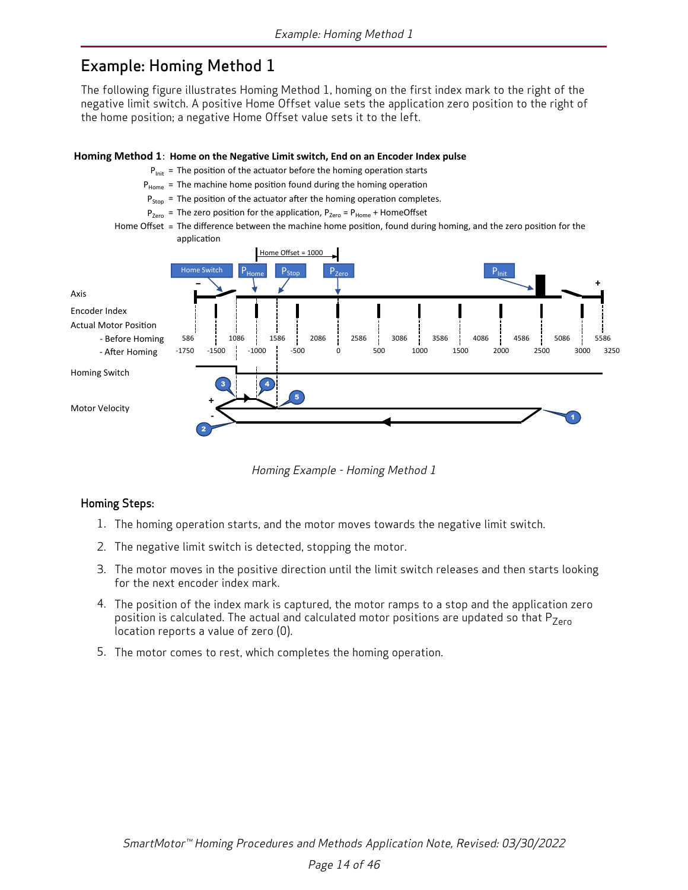# Example: Homing Method 1

The following figure illustrates Homing Method 1, homing on the first index mark to the right of the negative limit switch. A positive Home Offset value sets the application zero position to the right of the home position; a negative Home Offset value sets it to the left.

**Homing Method 1**: **Home on the Negative Limit switch, End on an Encoder Index pulse**

$P_{Init}$ = The position of the actuator before the homing operation starts

$P_{Home}$ = The machine home position found during the homing operation

$P_{Stop}$ = The position of the actuator after the homing operation completes.

$P_{Zero}$ = The zero position for the application, $P_{Zero} = P_{Home}$ + HomeOffset

Home Offset = The difference between the machine home position, found during homing, and the zero position for the application

Home Offset = 1000

Home Switch, $P_{Home}$, $P_{Stop}$, $P_{Zero}$, $P_{Init}$

Axis

Encoder Index

Actual Motor Position

| | | | | | | | | | | | | | |
|---|---|---|---|---|---|---|---|---|---|---|---|---|---|
| - Before Homing | 586 | | 1086 | | 1586 | 2086 | 2586 | 3086 | 3586 | 4086 | 4586 | 5086 | 5586 |
| - After Homing | -1750 | -1500 | | -1000 | -500 | 0 | 500 | 1000 | 1500 | 2000 | 2500 | 3000 | 3250 |

Homing Switch

Motor Velocity

*Homing Example - Homing Method 1*

## Homing Steps:

1. The homing operation starts, and the motor moves towards the negative limit switch.
2. The negative limit switch is detected, stopping the motor.
3. The motor moves in the positive direction until the limit switch releases and then starts looking for the next encoder index mark.
4. The position of the index mark is captured, the motor ramps to a stop and the application zero position is calculated. The actual and calculated motor positions are updated so that $P_{Zero}$ location reports a value of zero (0).
5. The motor comes to rest, which completes the homing operation.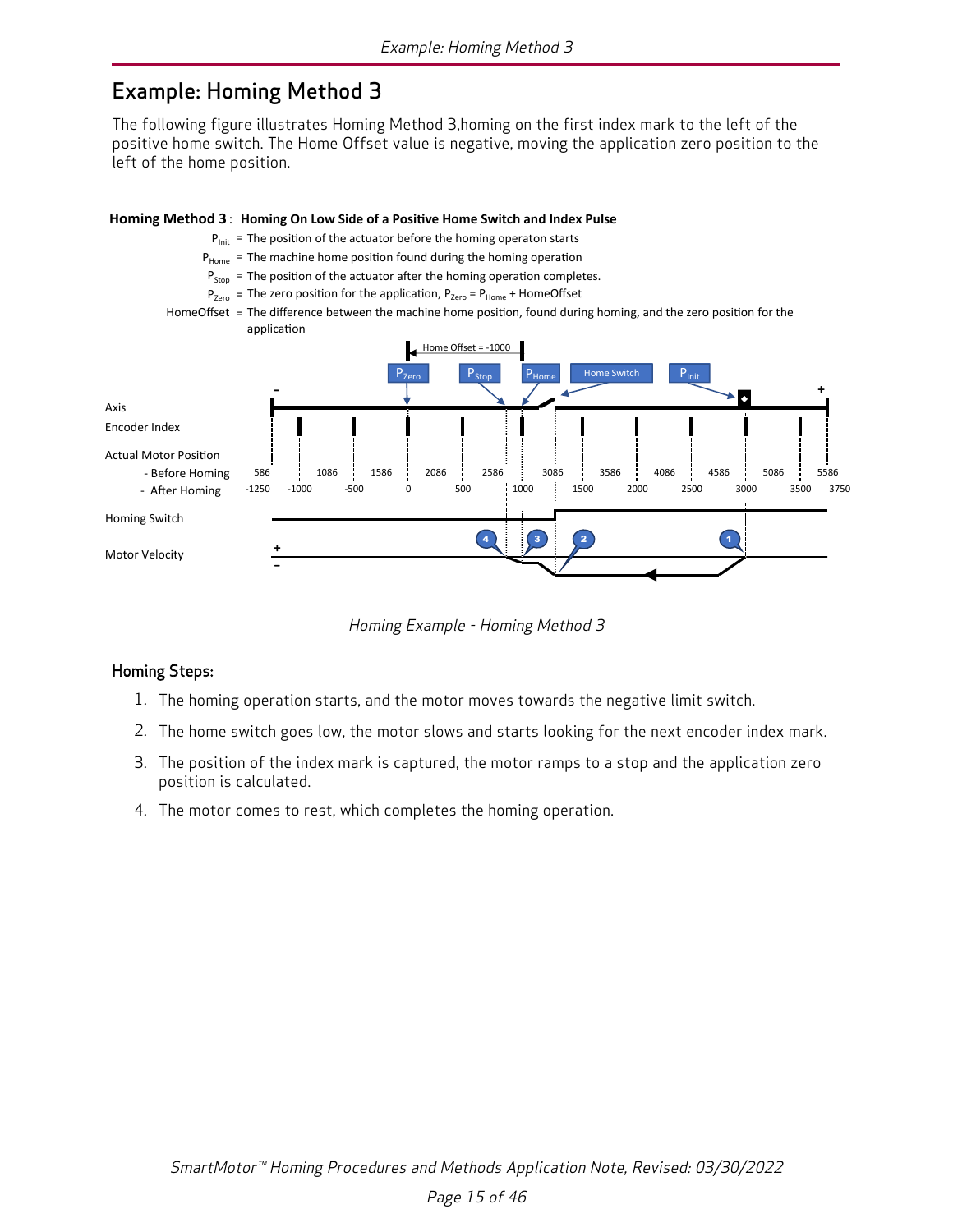# Example: Homing Method 3

The following figure illustrates Homing Method 3,homing on the first index mark to the left of the positive home switch. The Home Offset value is negative, moving the application zero position to the left of the home position.

**Homing Method 3** : **Homing On Low Side of a Positive Home Switch and Index Pulse**

$P_{Init}$ = The position of the actuator before the homing operaton starts

$P_{Home}$ = The machine home position found during the homing operation

$P_{Stop}$ = The position of the actuator after the homing operation completes.

$P_{Zero}$ = The zero position for the application, $P_{Zero} = P_{Home}$ + HomeOffset

HomeOffset = The difference between the machine home position, found during homing, and the zero position for the application

*Homing Example - Homing Method 3*

## Homing Steps:

1. The homing operation starts, and the motor moves towards the negative limit switch.
2. The home switch goes low, the motor slows and starts looking for the next encoder index mark.
3. The position of the index mark is captured, the motor ramps to a stop and the application zero position is calculated.
4. The motor comes to rest, which completes the homing operation.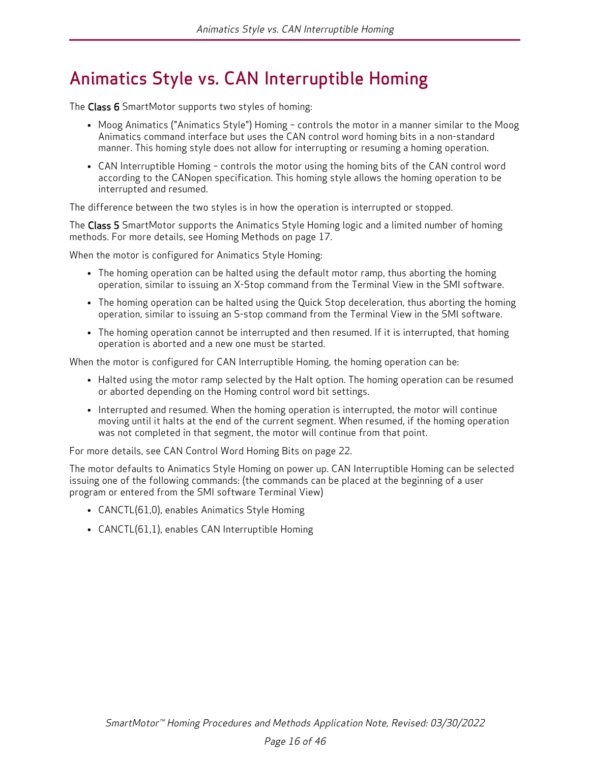# Animatics Style vs. CAN Interruptible Homing

The **Class 6** SmartMotor supports two styles of homing:

- Moog Animatics ("Animatics Style") Homing – controls the motor in a manner similar to the Moog Animatics command interface but uses the CAN control word homing bits in a non-standard manner. This homing style does not allow for interrupting or resuming a homing operation.
- CAN Interruptible Homing – controls the motor using the homing bits of the CAN control word according to the CANopen specification. This homing style allows the homing operation to be interrupted and resumed.

The difference between the two styles is in how the operation is interrupted or stopped.

The **Class 5** SmartMotor supports the Animatics Style Homing logic and a limited number of homing methods. For more details, see Homing Methods on page 17.

When the motor is configured for Animatics Style Homing:

- The homing operation can be halted using the default motor ramp, thus aborting the homing operation, similar to issuing an X-Stop command from the Terminal View in the SMI software.
- The homing operation can be halted using the Quick Stop deceleration, thus aborting the homing operation, similar to issuing an S-stop command from the Terminal View in the SMI software.
- The homing operation cannot be interrupted and then resumed. If it is interrupted, that homing operation is aborted and a new one must be started.

When the motor is configured for CAN Interruptible Homing, the homing operation can be:

- Halted using the motor ramp selected by the Halt option. The homing operation can be resumed or aborted depending on the Homing control word bit settings.
- Interrupted and resumed. When the homing operation is interrupted, the motor will continue moving until it halts at the end of the current segment. When resumed, if the homing operation was not completed in that segment, the motor will continue from that point.

For more details, see CAN Control Word Homing Bits on page 22.

The motor defaults to Animatics Style Homing on power up. CAN Interruptible Homing can be selected issuing one of the following commands: (the commands can be placed at the beginning of a user program or entered from the SMI software Terminal View)

- CANCTL(61,0), enables Animatics Style Homing
- CANCTL(61,1), enables CAN Interruptible Homing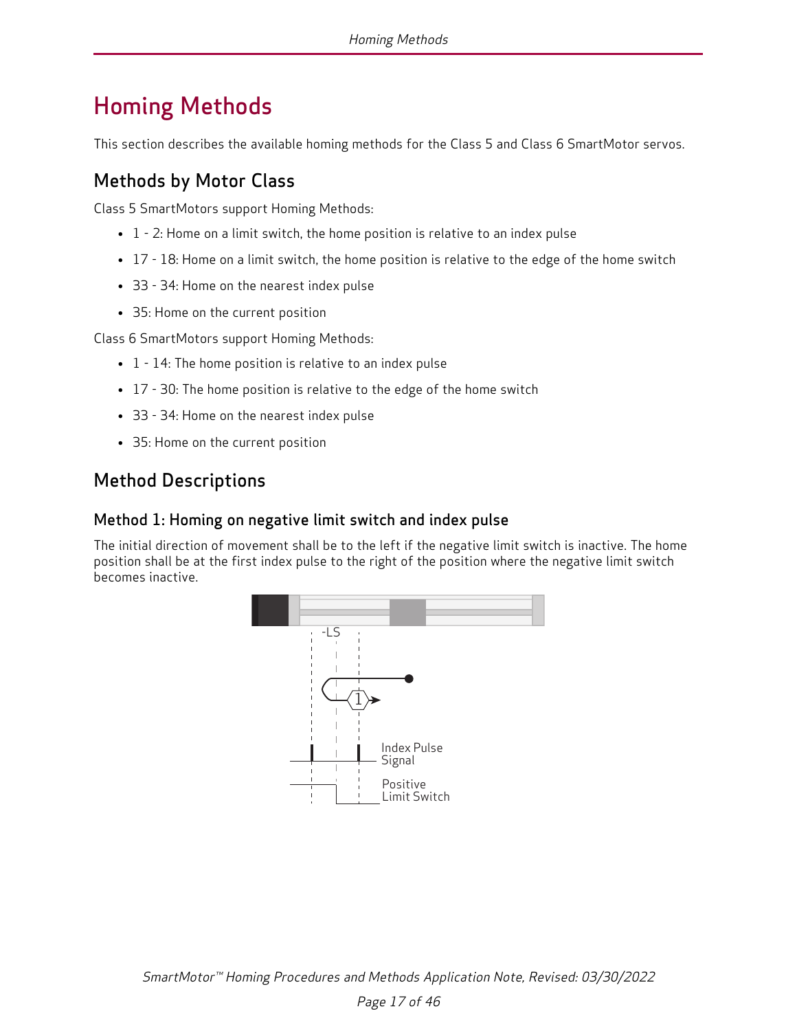# Homing Methods

This section describes the available homing methods for the Class 5 and Class 6 SmartMotor servos.

## Methods by Motor Class

Class 5 SmartMotors support Homing Methods:

- 1 - 2: Home on a limit switch, the home position is relative to an index pulse
- 17 - 18: Home on a limit switch, the home position is relative to the edge of the home switch
- 33 - 34: Home on the nearest index pulse
- 35: Home on the current position

Class 6 SmartMotors support Homing Methods:

- 1 - 14: The home position is relative to an index pulse
- 17 - 30: The home position is relative to the edge of the home switch
- 33 - 34: Home on the nearest index pulse
- 35: Home on the current position

## Method Descriptions

### Method 1: Homing on negative limit switch and index pulse

The initial direction of movement shall be to the left if the negative limit switch is inactive. The home position shall be at the first index pulse to the right of the position where the negative limit switch becomes inactive.

-LS

1

Index Pulse Signal

Positive Limit Switch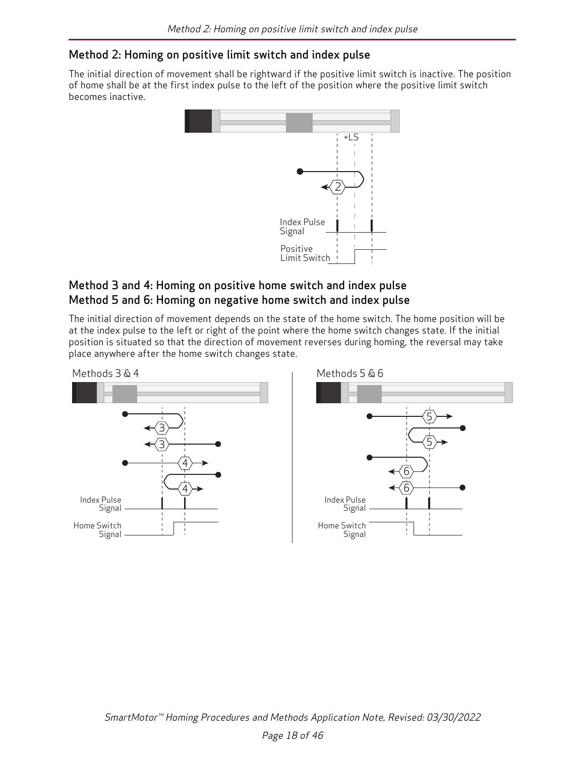## Method 2: Homing on positive limit switch and index pulse

The initial direction of movement shall be rightward if the positive limit switch is inactive. The position of home shall be at the first index pulse to the left of the position where the positive limit switch becomes inactive.

+LS

Index Pulse Signal

Positive Limit Switch

## Method 3 and 4: Homing on positive home switch and index pulse
## Method 5 and 6: Homing on negative home switch and index pulse

The initial direction of movement depends on the state of the home switch. The home position will be at the index pulse to the left or right of the point where the home switch changes state. If the initial position is situated so that the direction of movement reverses during homing, the reversal may take place anywhere after the home switch changes state.

Methods 3 & 4

Index Pulse Signal

Home Switch Signal

Methods 5 & 6

Index Pulse Signal

Home Switch Signal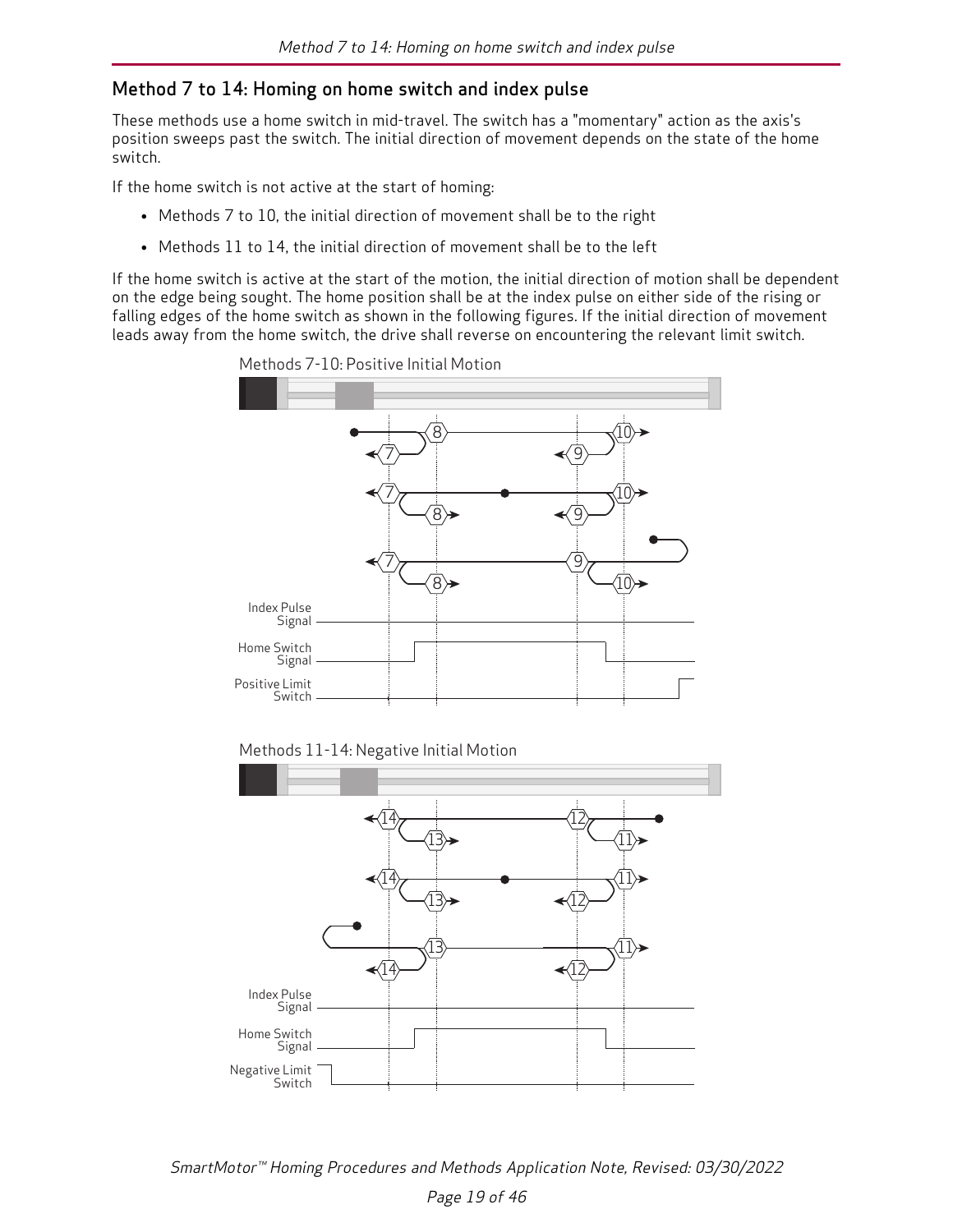## Method 7 to 14: Homing on home switch and index pulse

These methods use a home switch in mid-travel. The switch has a "momentary" action as the axis's position sweeps past the switch. The initial direction of movement depends on the state of the home switch.

If the home switch is not active at the start of homing:

- Methods 7 to 10, the initial direction of movement shall be to the right
- Methods 11 to 14, the initial direction of movement shall be to the left

If the home switch is active at the start of the motion, the initial direction of motion shall be dependent on the edge being sought. The home position shall be at the index pulse on either side of the rising or falling edges of the home switch as shown in the following figures. If the initial direction of movement leads away from the home switch, the drive shall reverse on encountering the relevant limit switch.

Methods 7-10: Positive Initial Motion

Index Pulse Signal

Home Switch Signal

Positive Limit Switch

Methods 11-14: Negative Initial Motion

Index Pulse Signal

Home Switch Signal

Negative Limit Switch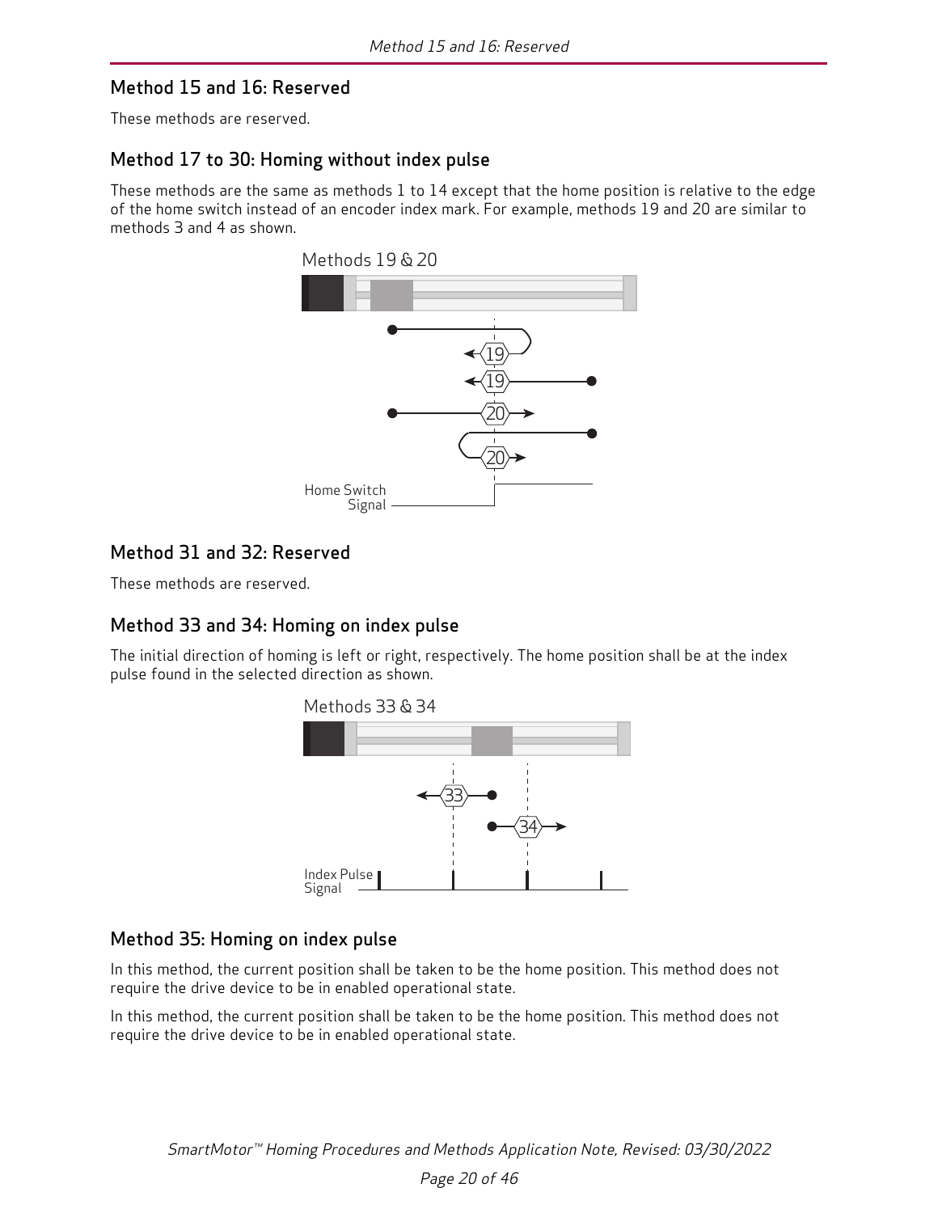## Method 15 and 16: Reserved

These methods are reserved.

## Method 17 to 30: Homing without index pulse

These methods are the same as methods 1 to 14 except that the home position is relative to the edge of the home switch instead of an encoder index mark. For example, methods 19 and 20 are similar to methods 3 and 4 as shown.

Methods 19 & 20

Home Switch Signal

## Method 31 and 32: Reserved

These methods are reserved.

## Method 33 and 34: Homing on index pulse

The initial direction of homing is left or right, respectively. The home position shall be at the index pulse found in the selected direction as shown.

Methods 33 & 34

Index Pulse Signal

## Method 35: Homing on index pulse

In this method, the current position shall be taken to be the home position. This method does not require the drive device to be in enabled operational state.

In this method, the current position shall be taken to be the home position. This method does not require the drive device to be in enabled operational state.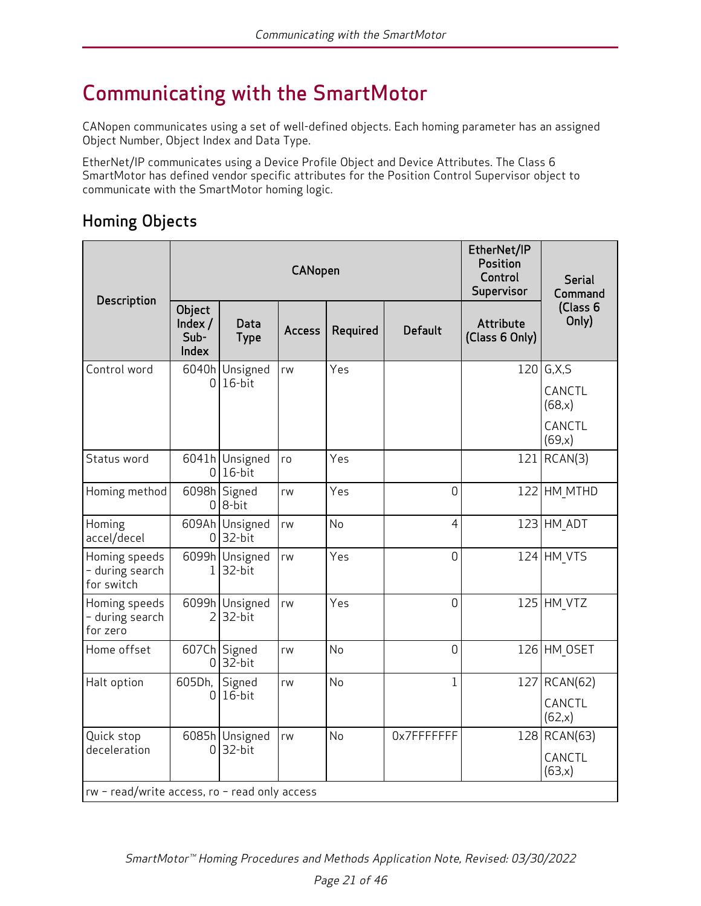# Communicating with the SmartMotor

CANopen communicates using a set of well-defined objects. Each homing parameter has an assigned Object Number, Object Index and Data Type.

EtherNet/IP communicates using a Device Profile Object and Device Attributes. The Class 6 SmartMotor has defined vendor specific attributes for the Position Control Supervisor object to communicate with the SmartMotor homing logic.

## Homing Objects

| Description | CANopen | | | | | EtherNet/IP Position Control Supervisor | Serial Command (Class 6 Only) |
|---|---|---|---|---|---|---|---|
| | Object Index / Sub-Index | Data Type | Access | Required | Default | Attribute (Class 6 Only) | |
| Control word | 6040h 0 | Unsigned 16-bit | rw | Yes | | 120 | G,X,S<br>CANCTL (68,x)<br>CANCTL (69,x) |
| Status word | 6041h 0 | Unsigned 16-bit | ro | Yes | | 121 | RCAN(3) |
| Homing method | 6098h 0 | Signed 8-bit | rw | Yes | 0 | 122 | HM_MTHD |
| Homing accel/decel | 609Ah 0 | Unsigned 32-bit | rw | No | 4 | 123 | HM_ADT |
| Homing speeds – during search for switch | 6099h 1 | Unsigned 32-bit | rw | Yes | 0 | 124 | HM_VTS |
| Homing speeds – during search for zero | 6099h 2 | Unsigned 32-bit | rw | Yes | 0 | 125 | HM_VTZ |
| Home offset | 607Ch 0 | Signed 32-bit | rw | No | 0 | 126 | HM_OSET |
| Halt option | 605Dh, 0 | Signed 16-bit | rw | No | 1 | 127 | RCAN(62)<br>CANCTL (62,x) |
| Quick stop deceleration | 6085h 0 | Unsigned 32-bit | rw | No | 0x7FFFFFFF | 128 | RCAN(63)<br>CANCTL (63,x) |
| rw – read/write access, ro – read only access | | | | | | | |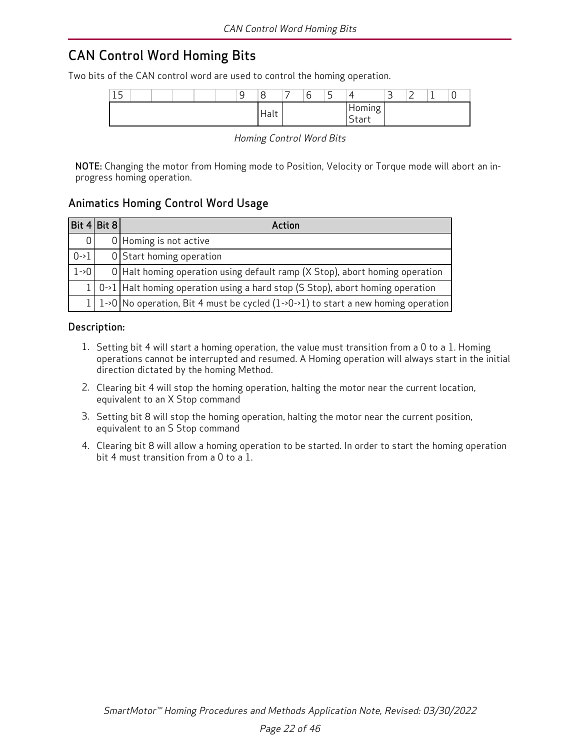## CAN Control Word Homing Bits

Two bits of the CAN control word are used to control the homing operation.

| 15 | | | | | 9 | 8 | 7 | 6 | 5 | 4 | 3 | 2 | 1 | 0 |
|---|---|---|---|---|---|---|---|---|---|---|---|---|---|---|
| | | | | | | Halt | | | | Homing Start | | | | |

*Homing Control Word Bits*

**NOTE:** Changing the motor from Homing mode to Position, Velocity or Torque mode will abort an in-progress homing operation.

### Animatics Homing Control Word Usage

| Bit 4 | Bit 8 | Action |
|---|---|---|
| 0 | 0 | Homing is not active |
| 0->1 | 0 | Start homing operation |
| 1->0 | 0 | Halt homing operation using default ramp (X Stop), abort homing operation |
| 1 | 0->1 | Halt homing operation using a hard stop (S Stop), abort homing operation |
| 1 | 1->0 | No operation, Bit 4 must be cycled (1->0->1) to start a new homing operation |

#### Description:

1. Setting bit 4 will start a homing operation, the value must transition from a 0 to a 1. Homing operations cannot be interrupted and resumed. A Homing operation will always start in the initial direction dictated by the homing Method.
2. Clearing bit 4 will stop the homing operation, halting the motor near the current location, equivalent to an X Stop command
3. Setting bit 8 will stop the homing operation, halting the motor near the current position, equivalent to an S Stop command
4. Clearing bit 8 will allow a homing operation to be started. In order to start the homing operation bit 4 must transition from a 0 to a 1.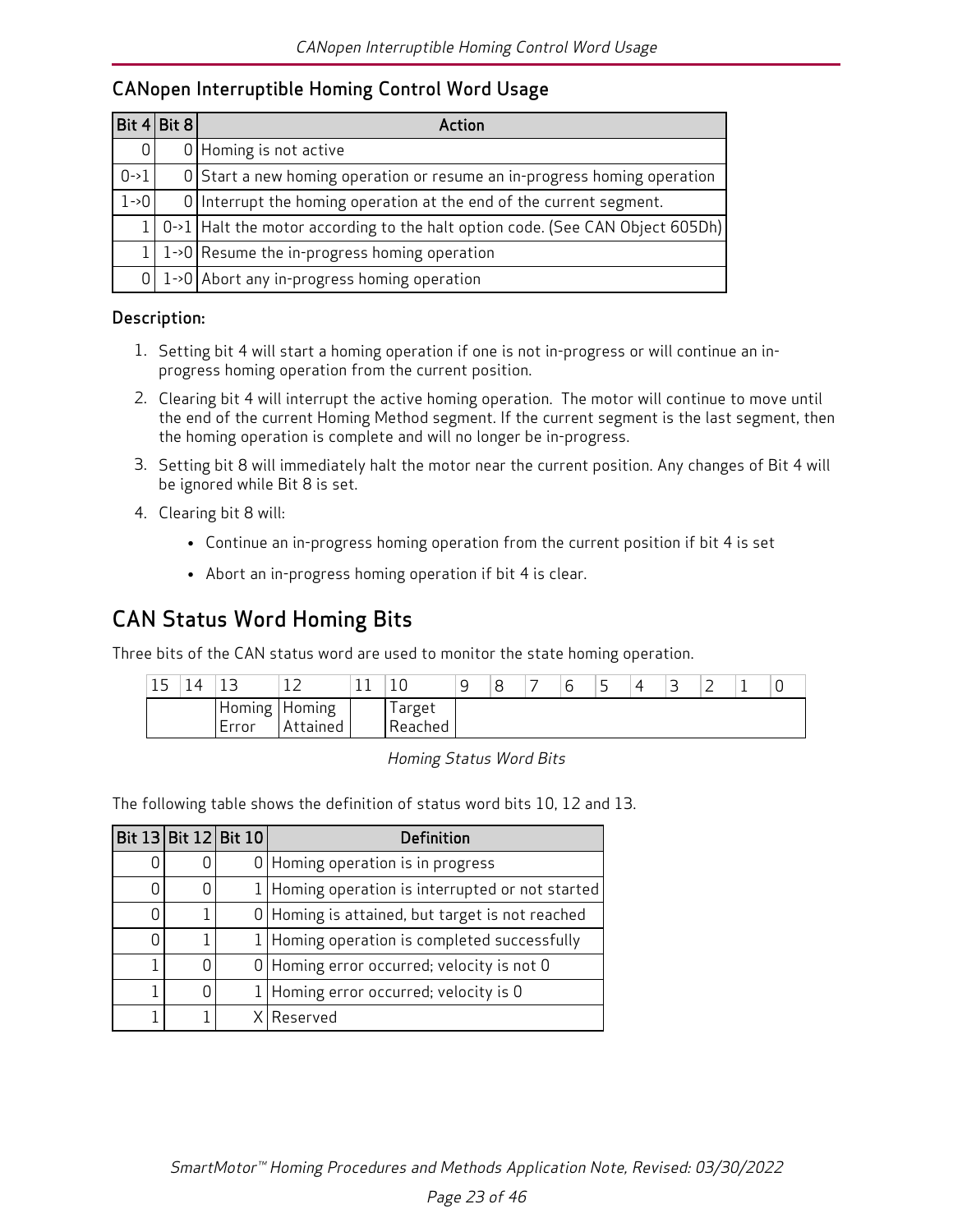## CANopen Interruptible Homing Control Word Usage

| Bit 4 | Bit 8 | Action |
|---|---|---|
| 0 | 0 | Homing is not active |
| 0->1 | 0 | Start a new homing operation or resume an in-progress homing operation |
| 1->0 | 0 | Interrupt the homing operation at the end of the current segment. |
| 1 | 0->1 | Halt the motor according to the halt option code. (See CAN Object 605Dh) |
| 1 | 1->0 | Resume the in-progress homing operation |
| 0 | 1->0 | Abort any in-progress homing operation |

### Description:

1. Setting bit 4 will start a homing operation if one is not in-progress or will continue an in-progress homing operation from the current position.
2. Clearing bit 4 will interrupt the active homing operation. The motor will continue to move until the end of the current Homing Method segment. If the current segment is the last segment, then the homing operation is complete and will no longer be in-progress.
3. Setting bit 8 will immediately halt the motor near the current position. Any changes of Bit 4 will be ignored while Bit 8 is set.
4. Clearing bit 8 will:
   - Continue an in-progress homing operation from the current position if bit 4 is set
   - Abort an in-progress homing operation if bit 4 is clear.

## CAN Status Word Homing Bits

Three bits of the CAN status word are used to monitor the state homing operation.

| 15 | 14 | 13 | 12 | 11 | 10 | 9 | 8 | 7 | 6 | 5 | 4 | 3 | 2 | 1 | 0 |
|---|---|---|---|---|---|---|---|---|---|---|---|---|---|---|---|
| | | Homing Error | Homing Attained | | Target Reached | | | | | | | | | | |

*Homing Status Word Bits*

The following table shows the definition of status word bits 10, 12 and 13.

| Bit 13 | Bit 12 | Bit 10 | Definition |
|---|---|---|---|
| 0 | 0 | 0 | Homing operation is in progress |
| 0 | 0 | 1 | Homing operation is interrupted or not started |
| 0 | 1 | 0 | Homing is attained, but target is not reached |
| 0 | 1 | 1 | Homing operation is completed successfully |
| 1 | 0 | 0 | Homing error occurred; velocity is not 0 |
| 1 | 0 | 1 | Homing error occurred; velocity is 0 |
| 1 | 1 | X | Reserved |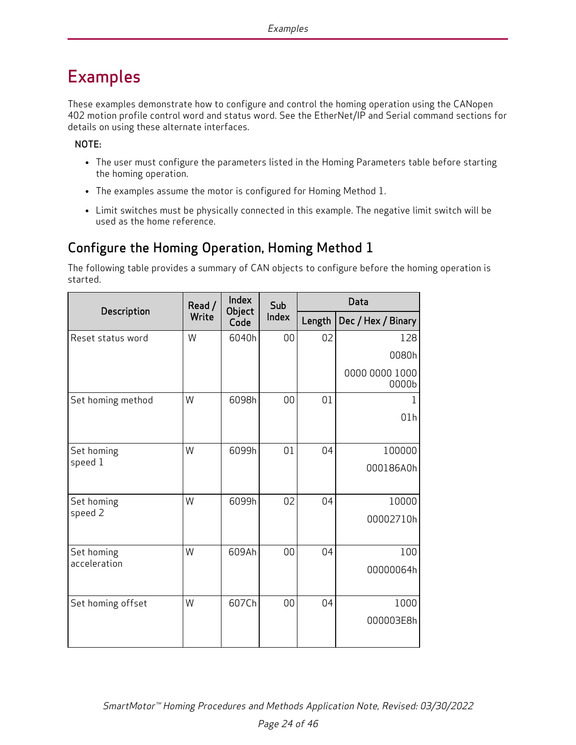# Examples

These examples demonstrate how to configure and control the homing operation using the CANopen 402 motion profile control word and status word. See the EtherNet/IP and Serial command sections for details on using these alternate interfaces.

**NOTE:**

- The user must configure the parameters listed in the Homing Parameters table before starting the homing operation.
- The examples assume the motor is configured for Homing Method 1.
- Limit switches must be physically connected in this example. The negative limit switch will be used as the home reference.

## Configure the Homing Operation, Homing Method 1

The following table provides a summary of CAN objects to configure before the homing operation is started.

| Description | Read / Write | Index Object Code | Sub Index | Data | |
|---|---|---|---|---|---|
| | | | | Length | Dec / Hex / Binary |
| Reset status word | W | 6040h | 00 | 02 | 128<br>0080h<br>0000 0000 1000 0000b |
| Set homing method | W | 6098h | 00 | 01 | 1<br>01h |
| Set homing speed 1 | W | 6099h | 01 | 04 | 100000<br>000186A0h |
| Set homing speed 2 | W | 6099h | 02 | 04 | 10000<br>00002710h |
| Set homing acceleration | W | 609Ah | 00 | 04 | 100<br>00000064h |
| Set homing offset | W | 607Ch | 00 | 04 | 1000<br>000003E8h |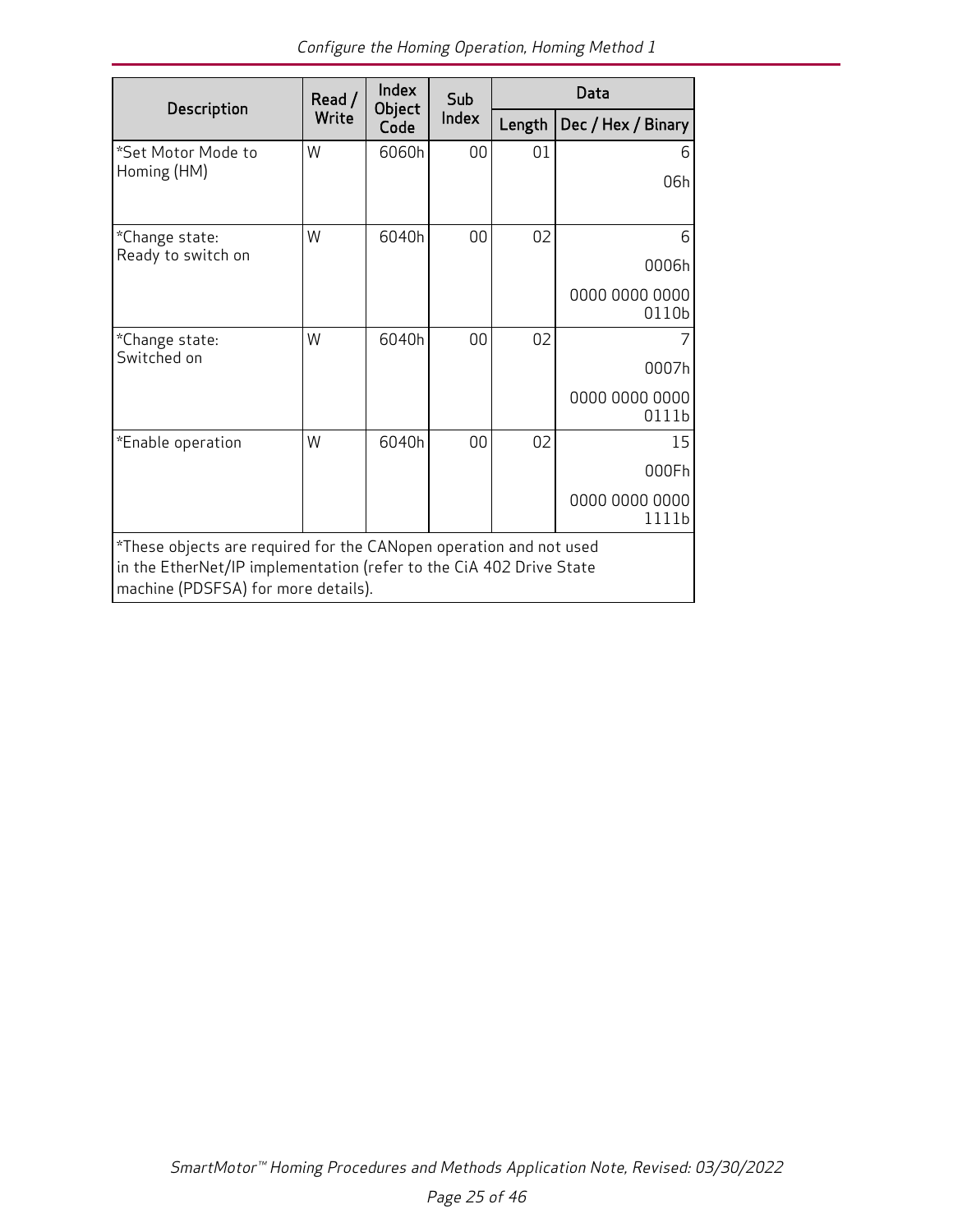| Description | Read / Write | Index Object Code | Sub Index | Data | |
|---|---|---|---|---|---|
| | | | | Length | Dec / Hex / Binary |
| *Set Motor Mode to Homing (HM) | W | 6060h | 00 | 01 | 6<br>06h |
| *Change state: Ready to switch on | W | 6040h | 00 | 02 | 6<br>0006h<br>0000 0000 0000 0110b |
| *Change state: Switched on | W | 6040h | 00 | 02 | 7<br>0007h<br>0000 0000 0000 0111b |
| *Enable operation | W | 6040h | 00 | 02 | 15<br>000Fh<br>0000 0000 0000 1111b |
| *These objects are required for the CANopen operation and not used in the EtherNet/IP implementation (refer to the CiA 402 Drive State machine (PDSFSA) for more details). | | | | | |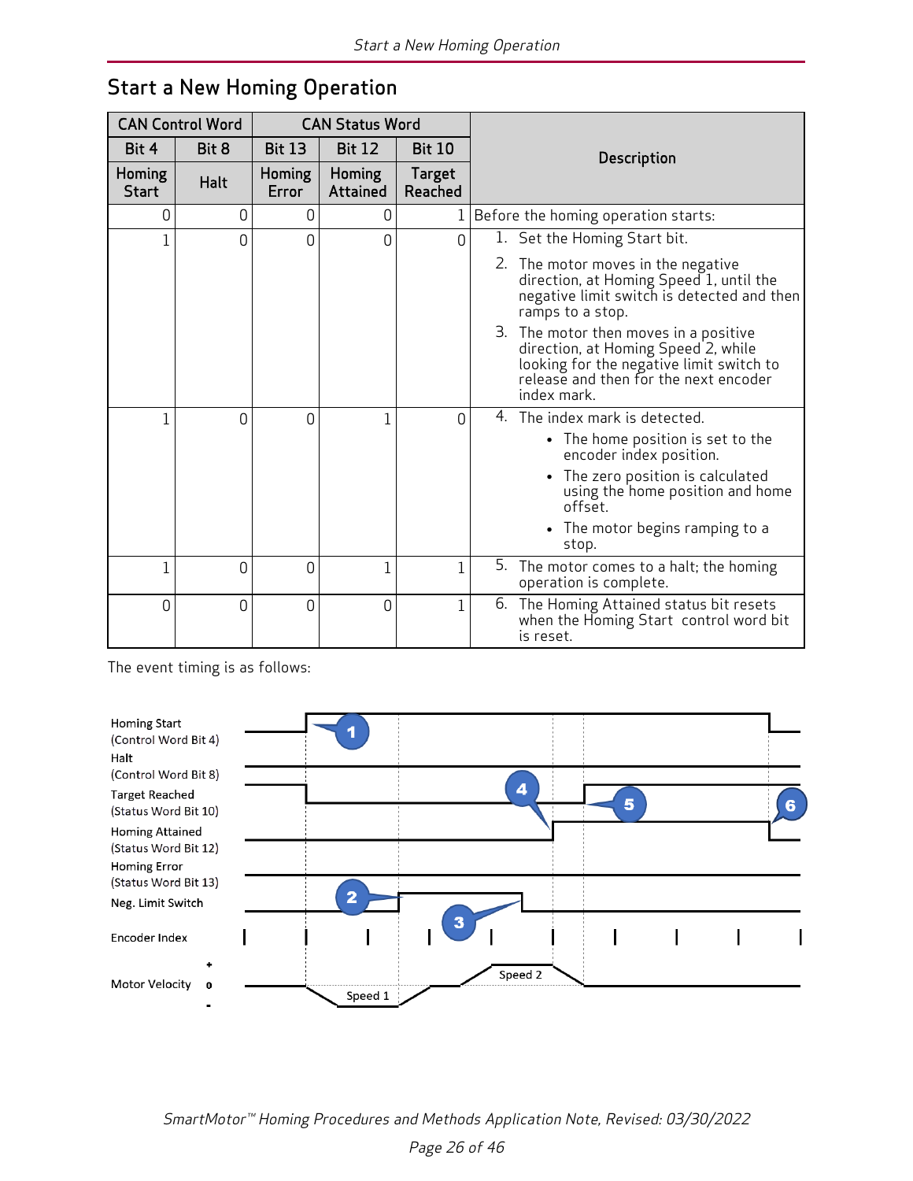## Start a New Homing Operation

| CAN Control Word | | CAN Status Word | | | Description |
|---|---|---|---|---|---|
| Bit 4 | Bit 8 | Bit 13 | Bit 12 | Bit 10 | |
| Homing Start | Halt | Homing Error | Homing Attained | Target Reached | |
| 0 | 0 | 0 | 0 | 1 | Before the homing operation starts: |
| 1 | 0 | 0 | 0 | 0 | 1. Set the Homing Start bit.<br>2. The motor moves in the negative direction, at Homing Speed 1, until the negative limit switch is detected and then ramps to a stop.<br>3. The motor then moves in a positive direction, at Homing Speed 2, while looking for the negative limit switch to release and then for the next encoder index mark. |
| 1 | 0 | 0 | 1 | 0 | 4. The index mark is detected.<br>• The home position is set to the encoder index position.<br>• The zero position is calculated using the home position and home offset.<br>• The motor begins ramping to a stop. |
| 1 | 0 | 0 | 1 | 1 | 5. The motor comes to a halt; the homing operation is complete. |
| 0 | 0 | 0 | 0 | 1 | 6. The Homing Attained status bit resets when the Homing Start control word bit is reset. |

The event timing is as follows:

Homing Start (Control Word Bit 4)
Halt (Control Word Bit 8)
Target Reached (Status Word Bit 10)
Homing Attained (Status Word Bit 12)
Homing Error (Status Word Bit 13)
Neg. Limit Switch
Encoder Index
Motor Velocity + 0 -
Speed 1
Speed 2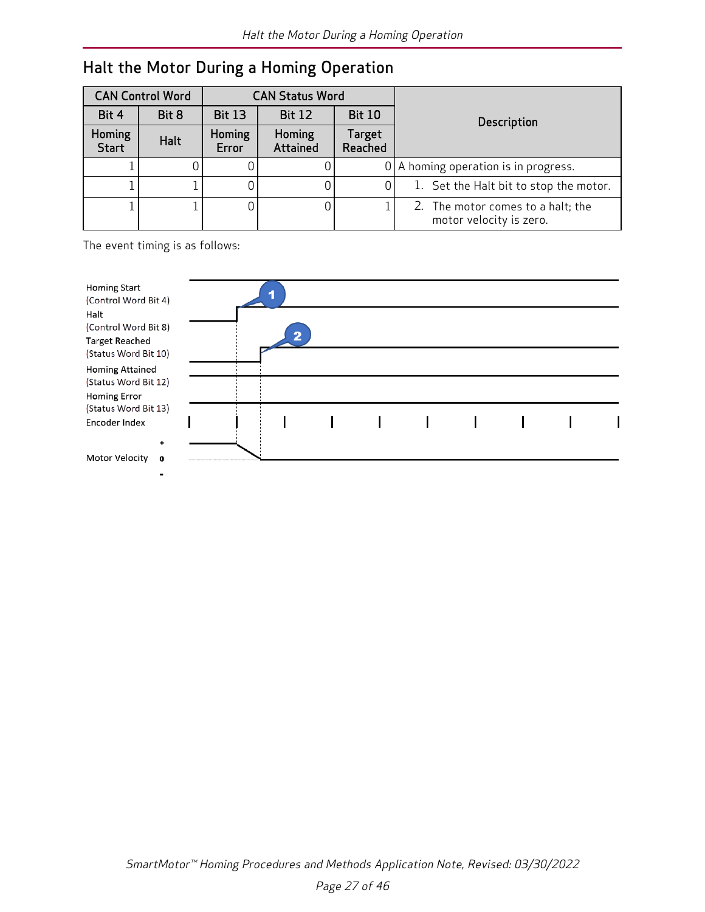## Halt the Motor During a Homing Operation

| CAN Control Word | | CAN Status Word | | | Description |
|---|---|---|---|---|---|
| Bit 4 | Bit 8 | Bit 13 | Bit 12 | Bit 10 | |
| Homing Start | Halt | Homing Error | Homing Attained | Target Reached | |
| 1 | 0 | 0 | 0 | 0 | A homing operation is in progress. |
| 1 | 1 | 0 | 0 | 0 | 1. Set the Halt bit to stop the motor. |
| 1 | 1 | 0 | 0 | 1 | 2. The motor comes to a halt; the motor velocity is zero. |

The event timing is as follows:

Homing Start (Control Word Bit 4)
Halt (Control Word Bit 8)
Target Reached (Status Word Bit 10)
Homing Attained (Status Word Bit 12)
Homing Error (Status Word Bit 13)
Encoder Index
Motor Velocity + 0 -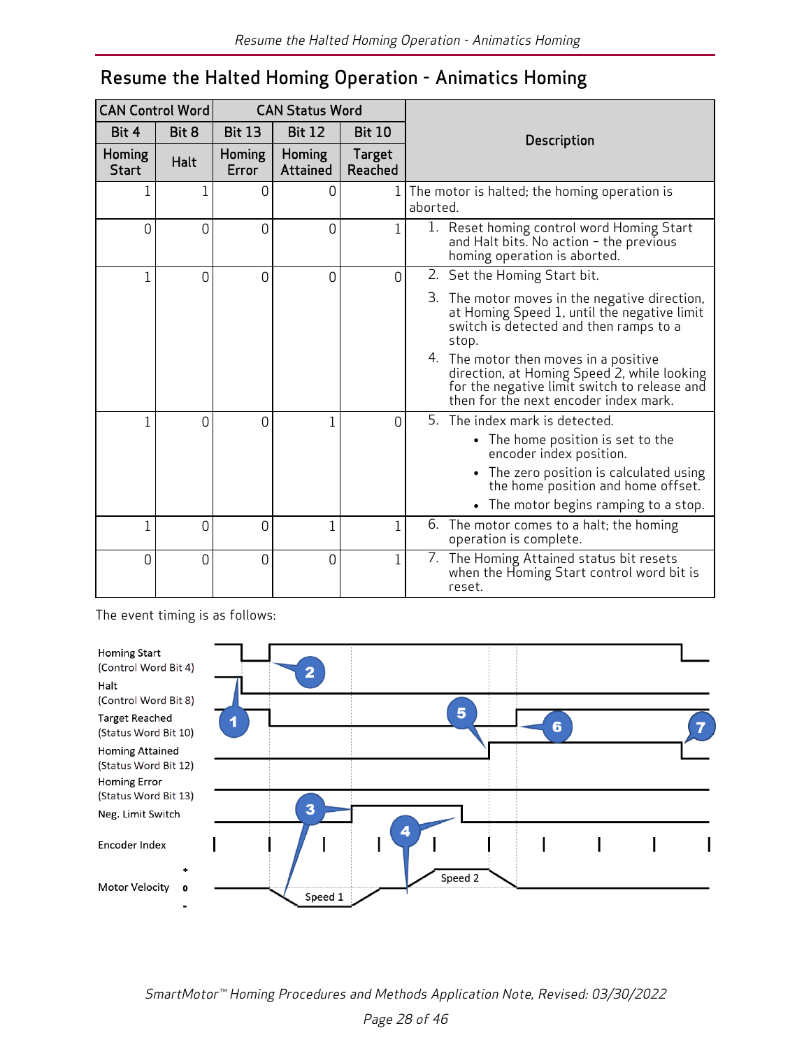# Resume the Halted Homing Operation - Animatics Homing

| CAN Control Word | | CAN Status Word | | | Description |
|---|---|---|---|---|---|
| Bit 4 | Bit 8 | Bit 13 | Bit 12 | Bit 10 | |
| Homing Start | Halt | Homing Error | Homing Attained | Target Reached | |
| 1 | 1 | 0 | 0 | 1 | The motor is halted; the homing operation is aborted. |
| 0 | 0 | 0 | 0 | 1 | 1. Reset homing control word Homing Start and Halt bits. No action – the previous homing operation is aborted. |
| 1 | 0 | 0 | 0 | 0 | 2. Set the Homing Start bit.<br>3. The motor moves in the negative direction, at Homing Speed 1, until the negative limit switch is detected and then ramps to a stop.<br>4. The motor then moves in a positive direction, at Homing Speed 2, while looking for the negative limit switch to release and then for the next encoder index mark. |
| 1 | 0 | 0 | 1 | 0 | 5. The index mark is detected.<br>• The home position is set to the encoder index position.<br>• The zero position is calculated using the home position and home offset.<br>• The motor begins ramping to a stop. |
| 1 | 0 | 0 | 1 | 1 | 6. The motor comes to a halt; the homing operation is complete. |
| 0 | 0 | 0 | 0 | 1 | 7. The Homing Attained status bit resets when the Homing Start control word bit is reset. |

The event timing is as follows: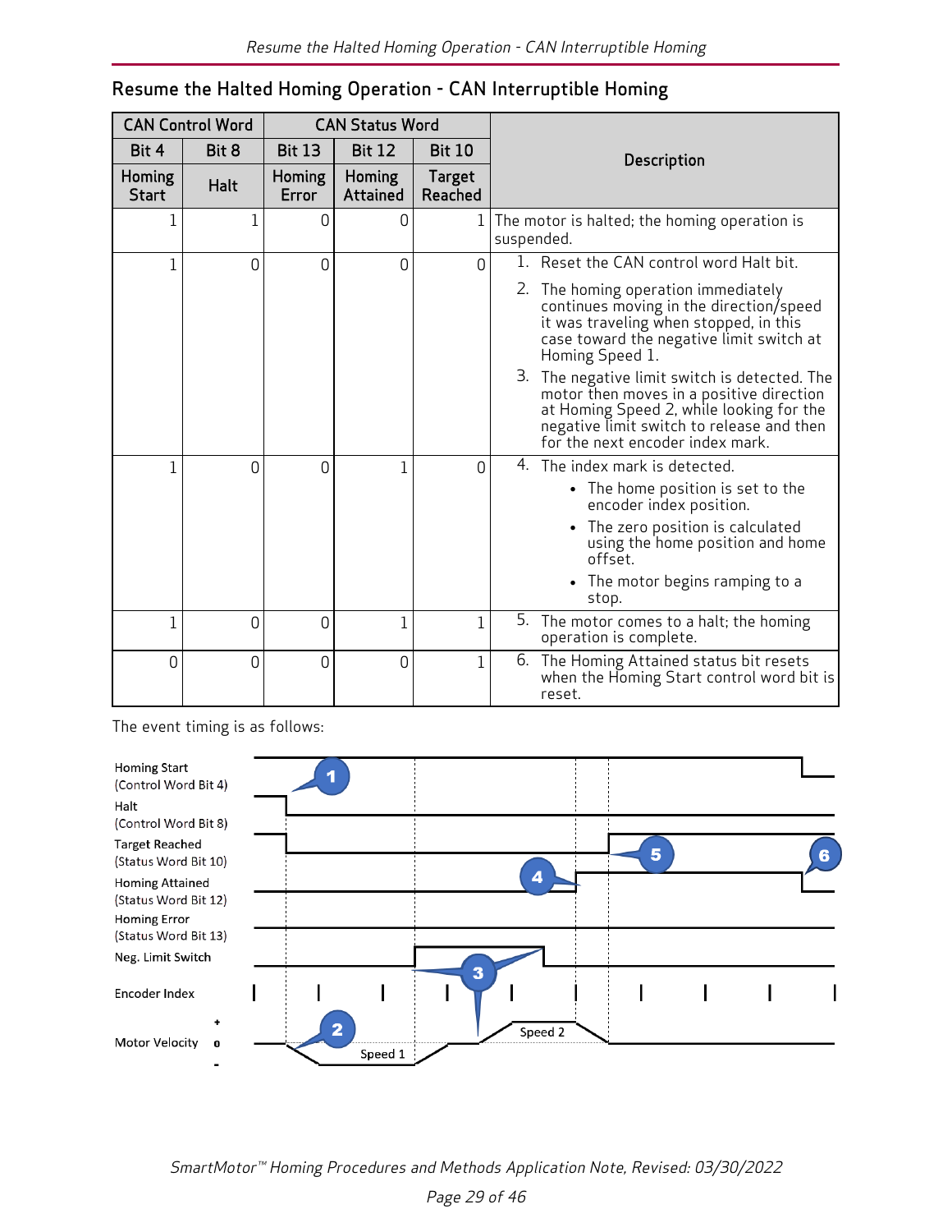## Resume the Halted Homing Operation - CAN Interruptible Homing

| CAN Control Word | | CAN Status Word | | | Description |
|---|---|---|---|---|---|
| Bit 4 | Bit 8 | Bit 13 | Bit 12 | Bit 10 | |
| Homing Start | Halt | Homing Error | Homing Attained | Target Reached | |
| 1 | 1 | 0 | 0 | 1 | The motor is halted; the homing operation is suspended. |
| 1 | 0 | 0 | 0 | 0 | 1. Reset the CAN control word Halt bit.<br>2. The homing operation immediately continues moving in the direction/speed it was traveling when stopped, in this case toward the negative limit switch at Homing Speed 1.<br>3. The negative limit switch is detected. The motor then moves in a positive direction at Homing Speed 2, while looking for the negative limit switch to release and then for the next encoder index mark. |
| 1 | 0 | 0 | 1 | 0 | 4. The index mark is detected.<br>• The home position is set to the encoder index position.<br>• The zero position is calculated using the home position and home offset.<br>• The motor begins ramping to a stop. |
| 1 | 0 | 0 | 1 | 1 | 5. The motor comes to a halt; the homing operation is complete. |
| 0 | 0 | 0 | 0 | 1 | 6. The Homing Attained status bit resets when the Homing Start control word bit is reset. |

The event timing is as follows: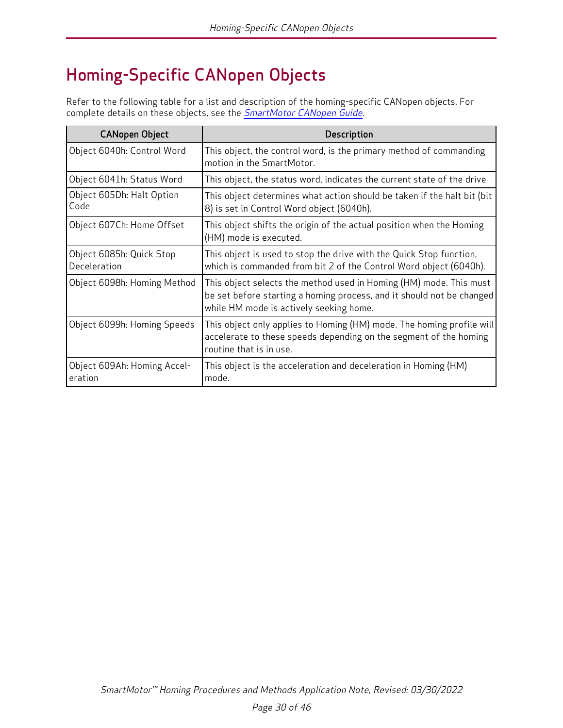# Homing-Specific CANopen Objects

Refer to the following table for a list and description of the homing-specific CANopen objects. For complete details on these objects, see the *SmartMotor CANopen Guide*.

| CANopen Object | Description |
|---|---|
| Object 6040h: Control Word | This object, the control word, is the primary method of commanding motion in the SmartMotor. |
| Object 6041h: Status Word | This object, the status word, indicates the current state of the drive |
| Object 605Dh: Halt Option Code | This object determines what action should be taken if the halt bit (bit 8) is set in Control Word object (6040h). |
| Object 607Ch: Home Offset | This object shifts the origin of the actual position when the Homing (HM) mode is executed. |
| Object 6085h: Quick Stop Deceleration | This object is used to stop the drive with the Quick Stop function, which is commanded from bit 2 of the Control Word object (6040h). |
| Object 6098h: Homing Method | This object selects the method used in Homing (HM) mode. This must be set before starting a homing process, and it should not be changed while HM mode is actively seeking home. |
| Object 6099h: Homing Speeds | This object only applies to Homing (HM) mode. The homing profile will accelerate to these speeds depending on the segment of the homing routine that is in use. |
| Object 609Ah: Homing Acceleration | This object is the acceleration and deceleration in Homing (HM) mode. |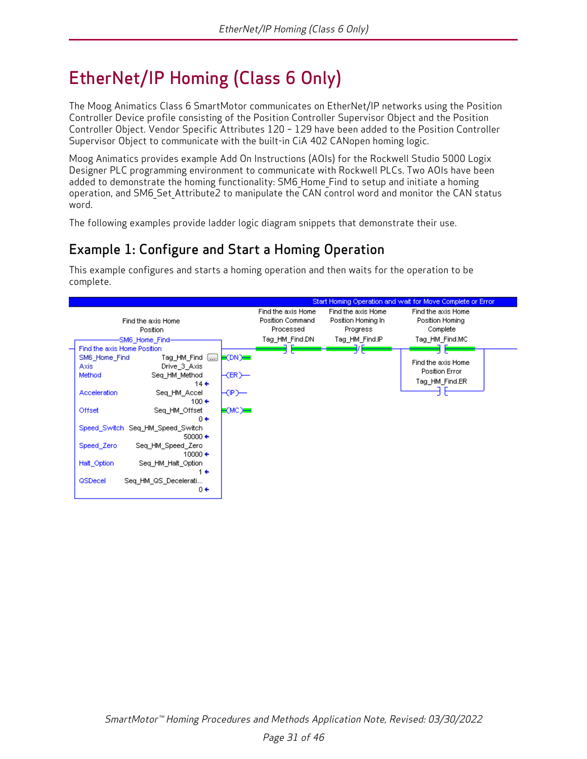// EtherNet/IP Homing (Class 6 Only)

The Moog Animatics Class 6 SmartMotor communicates on EtherNet/IP networks using the Position Controller Device profile consisting of the Position Controller Supervisor Object and the Position Controller Object. Vendor Specific Attributes 120 – 129 have been added to the Position Controller Supervisor Object to communicate with the built-in CiA 402 CANopen homing logic.

Moog Animatics provides example Add On Instructions (AOIs) for the Rockwell Studio 5000 Logix Designer PLC programming environment to communicate with Rockwell PLCs. Two AOIs have been added to demonstrate the homing functionality: SM6_Home_Find to setup and initiate a homing operation, and SM6_Set_Attribute2 to manipulate the CAN control word and monitor the CAN status word.

The following examples provide ladder logic diagram snippets that demonstrate their use.

## Example 1: Configure and Start a Homing Operation

This example configures and starts a homing operation and then waits for the operation to be complete.

Start Homing Operation and wait for Move Complete or Error

Find the axis Home Position

SM6_Home_Find — Find the axis Home Position

| Parameter | Tag | Value |
|---|---|---|
| SM6_Home_Find | Tag_HM_Find | |
| Axis | Drive_3_Axis | |
| Method | Seq_HM_Method | 14 |
| Acceleration | Seq_HM_Accel | 100 |
| Offset | Seq_HM_Offset | 0 |
| Speed_Switch | Seq_HM_Speed_Switch | 50000 |
| Speed_Zero | Seq_HM_Speed_Zero | 10000 |
| Halt_Option | Seq_HM_Halt_Option | 1 |
| QSDecel | Seq_HM_QS_Decelerati... | 0 |

Outputs: (DN), (ER), (IP), (MC)

- Find the axis Home Position Command Processed — Tag_HM_Find.DN
- Find the axis Home Position Homing In Progress — Tag_HM_Find.IP (normally closed)
- Find the axis Home Position Homing Complete — Tag_HM_Find.MC
- Find the axis Home Position Error — Tag_HM_Find.ER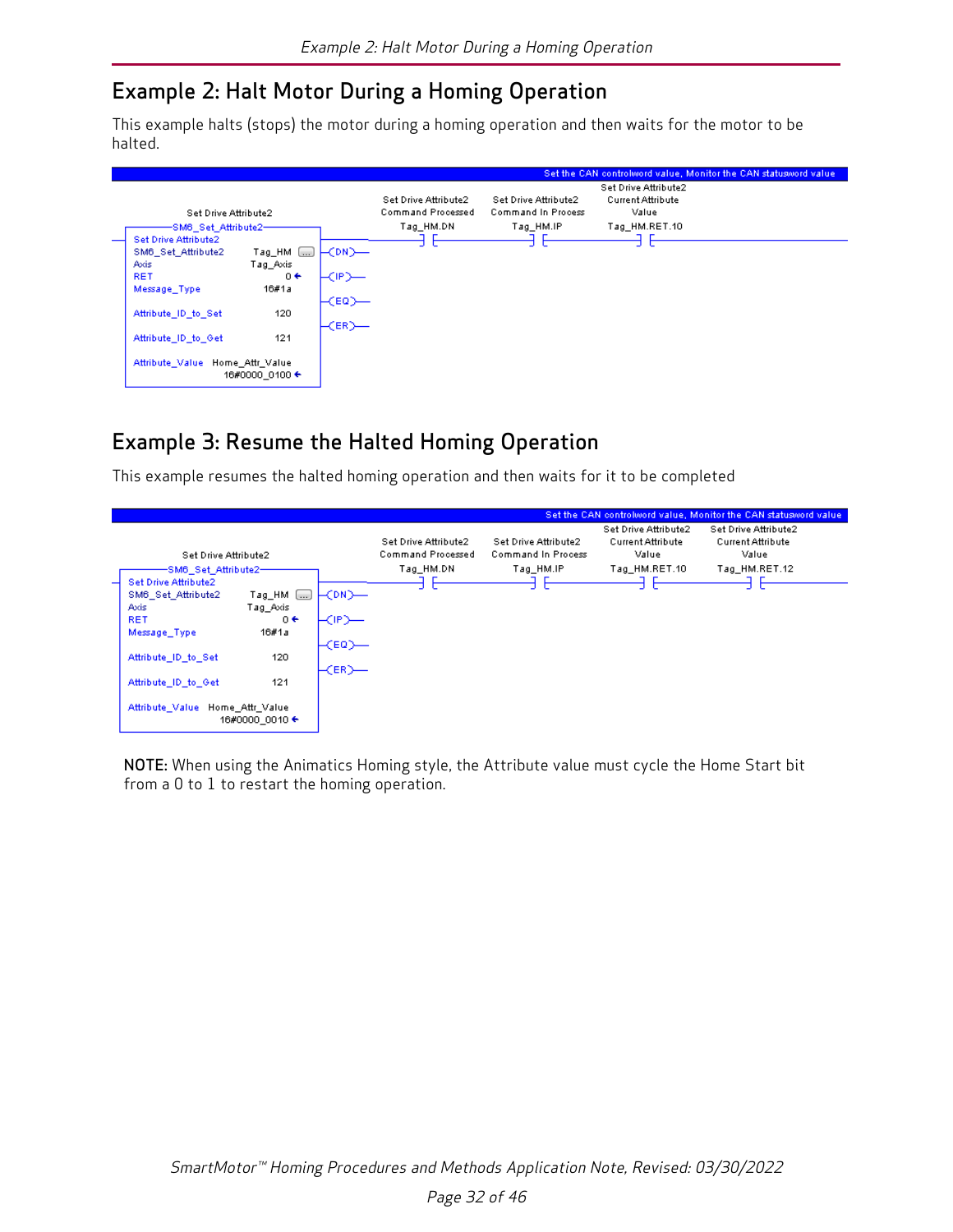## Example 2: Halt Motor During a Homing Operation

This example halts (stops) the motor during a homing operation and then waits for the motor to be halted.

```
                                                                   Set the CAN controlword value, Monitor the CAN statusword value
                                                                                              Set Drive Attribute2
                                          Set Drive Attribute2    Set Drive Attribute2    Current Attribute
        Set Drive Attribute2              Command Processed       Command In Process      Value
  ----SM6_Set_Attribute2----              Tag_HM.DN               Tag_HM.IP               Tag_HM.RET.10
--| Set Drive Attribute2                |---] [-------------------] [---------------------] [----------------
  | SM6_Set_Attribute2    Tag_HM  [...] |-(DN)-
  | Axis                  Tag_Axis      |
  | RET                        0 ←      |-(IP)-
  | Message_Type             16#1a      |
  |                                     |-(EQ)-
  | Attribute_ID_to_Set        120      |
  |                                     |-(ER)-
  | Attribute_ID_to_Get        121      |
  |                                     |
  | Attribute_Value  Home_Attr_Value    |
  |                  16#0000_0100 ←     |
  ---------------------------------------
```

## Example 3: Resume the Halted Homing Operation

This example resumes the halted homing operation and then waits for it to be completed

```
                                                                   Set the CAN controlword value, Monitor the CAN statusword value
                                                                                      Set Drive Attribute2   Set Drive Attribute2
                                          Set Drive Attribute2    Set Drive Attribute2    Current Attribute      Current Attribute
        Set Drive Attribute2              Command Processed       Command In Process      Value                  Value
  ----SM6_Set_Attribute2----              Tag_HM.DN               Tag_HM.IP               Tag_HM.RET.10          Tag_HM.RET.12
--| Set Drive Attribute2                |---] [-------------------] [---------------------] [--------------------] [--------
  | SM6_Set_Attribute2    Tag_HM  [...] |-(DN)-
  | Axis                  Tag_Axis      |
  | RET                        0 ←      |-(IP)-
  | Message_Type             16#1a      |
  |                                     |-(EQ)-
  | Attribute_ID_to_Set        120      |
  |                                     |-(ER)-
  | Attribute_ID_to_Get        121      |
  |                                     |
  | Attribute_Value  Home_Attr_Value    |
  |                  16#0000_0010 ←     |
  ---------------------------------------
```

**NOTE:** When using the Animatics Homing style, the Attribute value must cycle the Home Start bit from a 0 to 1 to restart the homing operation.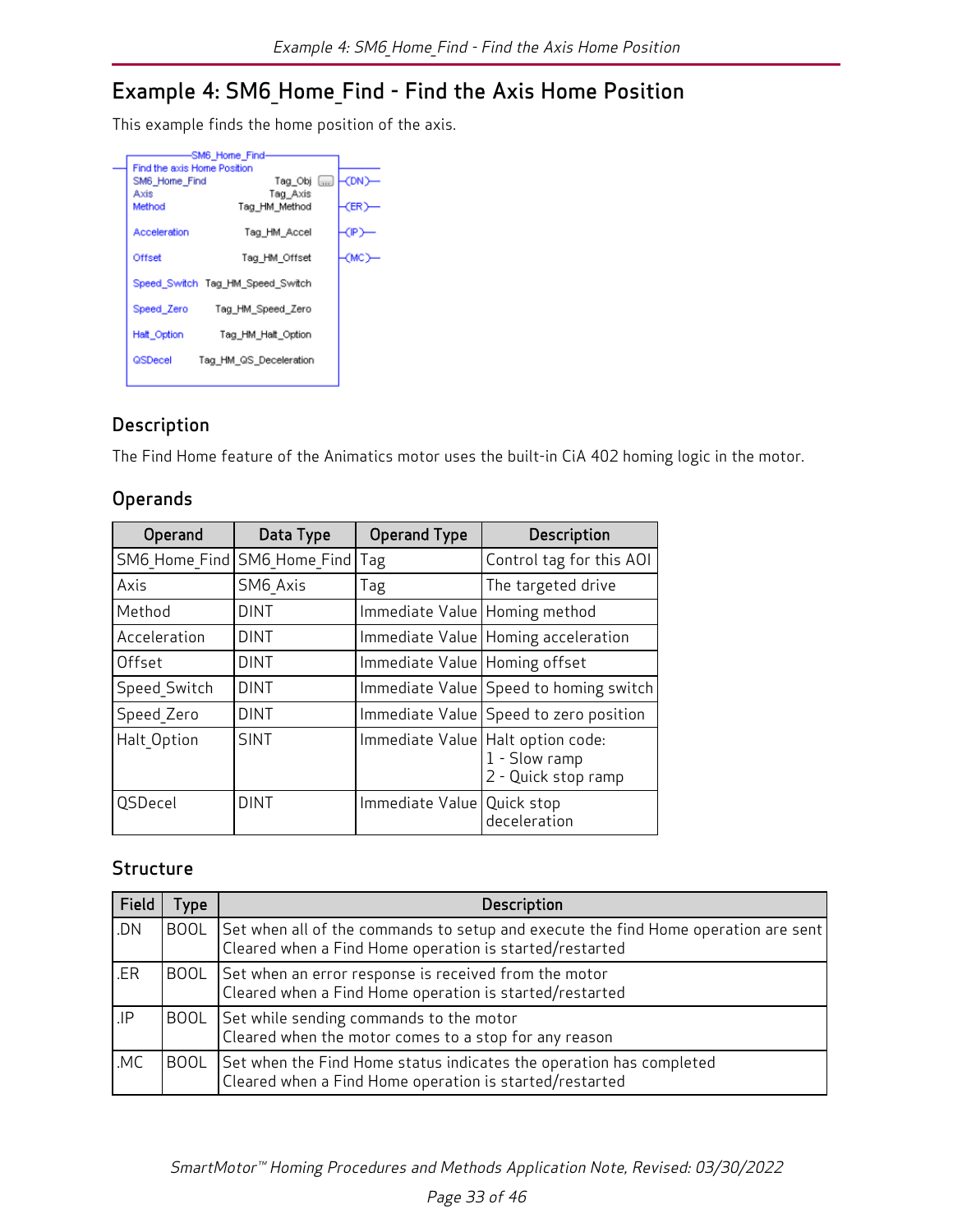# Example 4: SM6_Home_Find - Find the Axis Home Position

This example finds the home position of the axis.

```
SM6_Home_Find
Find the axis Home Position
SM6_Home_Find        Tag_Obj          -(DN)-
Axis                 Tag_Axis
Method               Tag_HM_Method    -(ER)-
Acceleration         Tag_HM_Accel     -(IP)-
Offset               Tag_HM_Offset    -(MC)-
Speed_Switch         Tag_HM_Speed_Switch
Speed_Zero           Tag_HM_Speed_Zero
Halt_Option          Tag_HM_Halt_Option
QSDecel              Tag_HM_QS_Deceleration
```

## Description

The Find Home feature of the Animatics motor uses the built-in CiA 402 homing logic in the motor.

## Operands

| Operand | Data Type | Operand Type | Description |
|---|---|---|---|
| SM6_Home_Find | SM6_Home_Find | Tag | Control tag for this AOI |
| Axis | SM6_Axis | Tag | The targeted drive |
| Method | DINT | Immediate Value | Homing method |
| Acceleration | DINT | Immediate Value | Homing acceleration |
| Offset | DINT | Immediate Value | Homing offset |
| Speed_Switch | DINT | Immediate Value | Speed to homing switch |
| Speed_Zero | DINT | Immediate Value | Speed to zero position |
| Halt_Option | SINT | Immediate Value | Halt option code:<br>1 - Slow ramp<br>2 - Quick stop ramp |
| QSDecel | DINT | Immediate Value | Quick stop deceleration |

## Structure

| Field | Type | Description |
|---|---|---|
| .DN | BOOL | Set when all of the commands to setup and execute the find Home operation are sent<br>Cleared when a Find Home operation is started/restarted |
| .ER | BOOL | Set when an error response is received from the motor<br>Cleared when a Find Home operation is started/restarted |
| .IP | BOOL | Set while sending commands to the motor<br>Cleared when the motor comes to a stop for any reason |
| .MC | BOOL | Set when the Find Home status indicates the operation has completed<br>Cleared when a Find Home operation is started/restarted |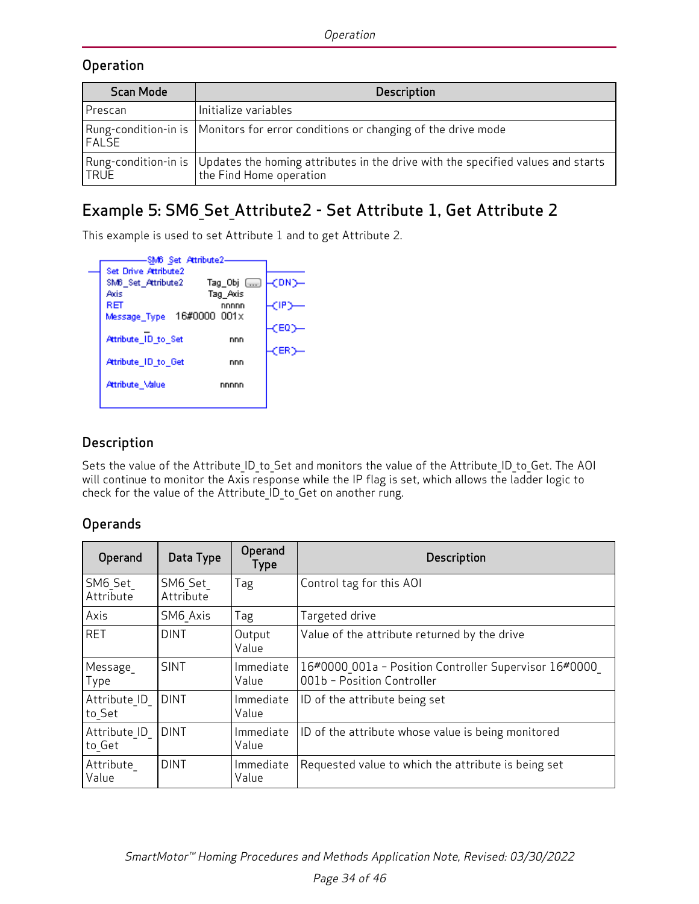## Operation

| Scan Mode | Description |
| --- | --- |
| Prescan | Initialize variables |
| Rung-condition-in is FALSE | Monitors for error conditions or changing of the drive mode |
| Rung-condition-in is TRUE | Updates the homing attributes in the drive with the specified values and starts the Find Home operation |

## Example 5: SM6_Set_Attribute2 - Set Attribute 1, Get Attribute 2

This example is used to set Attribute 1 and to get Attribute 2.

```
SM6_Set_Attribute2
Set Drive Attribute2
SM6_Set_Attribute2      Tag_Obj  ...   -(DN)-
Axis                    Tag_Axis
RET                     nnnnn          -(IP)-
Message_Type     16#0000_001x
                                       -(EQ)-
Attribute_ID_to_Set     nnn
                                       -(ER)-
Attribute_ID_to_Get     nnn

Attribute_Value         nnnnn
```

### Description

Sets the value of the Attribute_ID_to_Set and monitors the value of the Attribute_ID_to_Get. The AOI will continue to monitor the Axis response while the IP flag is set, which allows the ladder logic to check for the value of the Attribute_ID_to_Get on another rung.

### Operands

| Operand | Data Type | Operand Type | Description |
| --- | --- | --- | --- |
| SM6_Set_Attribute | SM6_Set_Attribute | Tag | Control tag for this AOI |
| Axis | SM6_Axis | Tag | Targeted drive |
| RET | DINT | Output Value | Value of the attribute returned by the drive |
| Message_Type | SINT | Immediate Value | 16#0000_001a – Position Controller Supervisor 16#0000_001b – Position Controller |
| Attribute_ID_to_Set | DINT | Immediate Value | ID of the attribute being set |
| Attribute_ID_to_Get | DINT | Immediate Value | ID of the attribute whose value is being monitored |
| Attribute_Value | DINT | Immediate Value | Requested value to which the attribute is being set |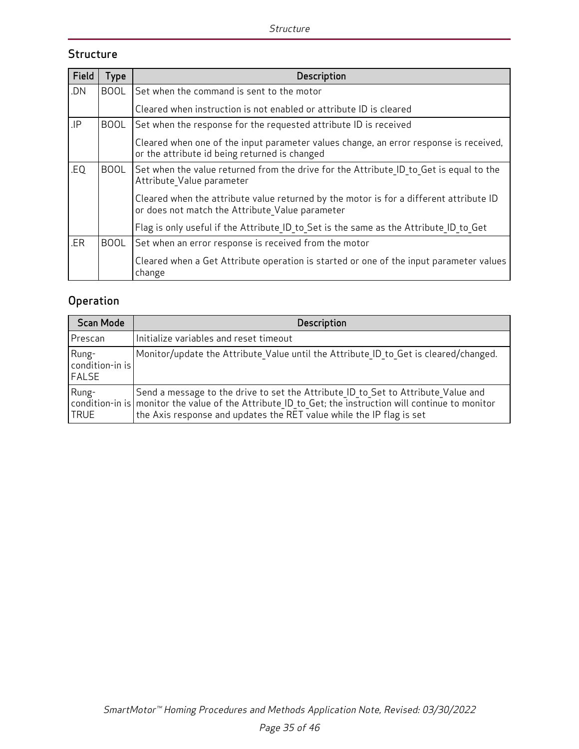## Structure

| Field | Type | Description |
|---|---|---|
| .DN | BOOL | Set when the command is sent to the motor<br><br>Cleared when instruction is not enabled or attribute ID is cleared |
| .IP | BOOL | Set when the response for the requested attribute ID is received<br><br>Cleared when one of the input parameter values change, an error response is received, or the attribute id being returned is changed |
| .EQ | BOOL | Set when the value returned from the drive for the Attribute_ID_to_Get is equal to the Attribute_Value parameter<br><br>Cleared when the attribute value returned by the motor is for a different attribute ID or does not match the Attribute_Value parameter<br><br>Flag is only useful if the Attribute_ID_to_Set is the same as the Attribute_ID_to_Get |
| .ER | BOOL | Set when an error response is received from the motor<br><br>Cleared when a Get Attribute operation is started or one of the input parameter values change |

## Operation

| Scan Mode | Description |
|---|---|
| Prescan | Initialize variables and reset timeout |
| Rung-condition-in is FALSE | Monitor/update the Attribute_Value until the Attribute_ID_to_Get is cleared/changed. |
| Rung-condition-in is TRUE | Send a message to the drive to set the Attribute_ID_to_Set to Attribute_Value and monitor the value of the Attribute_ID_to_Get; the instruction will continue to monitor the Axis response and updates the RET value while the IP flag is set |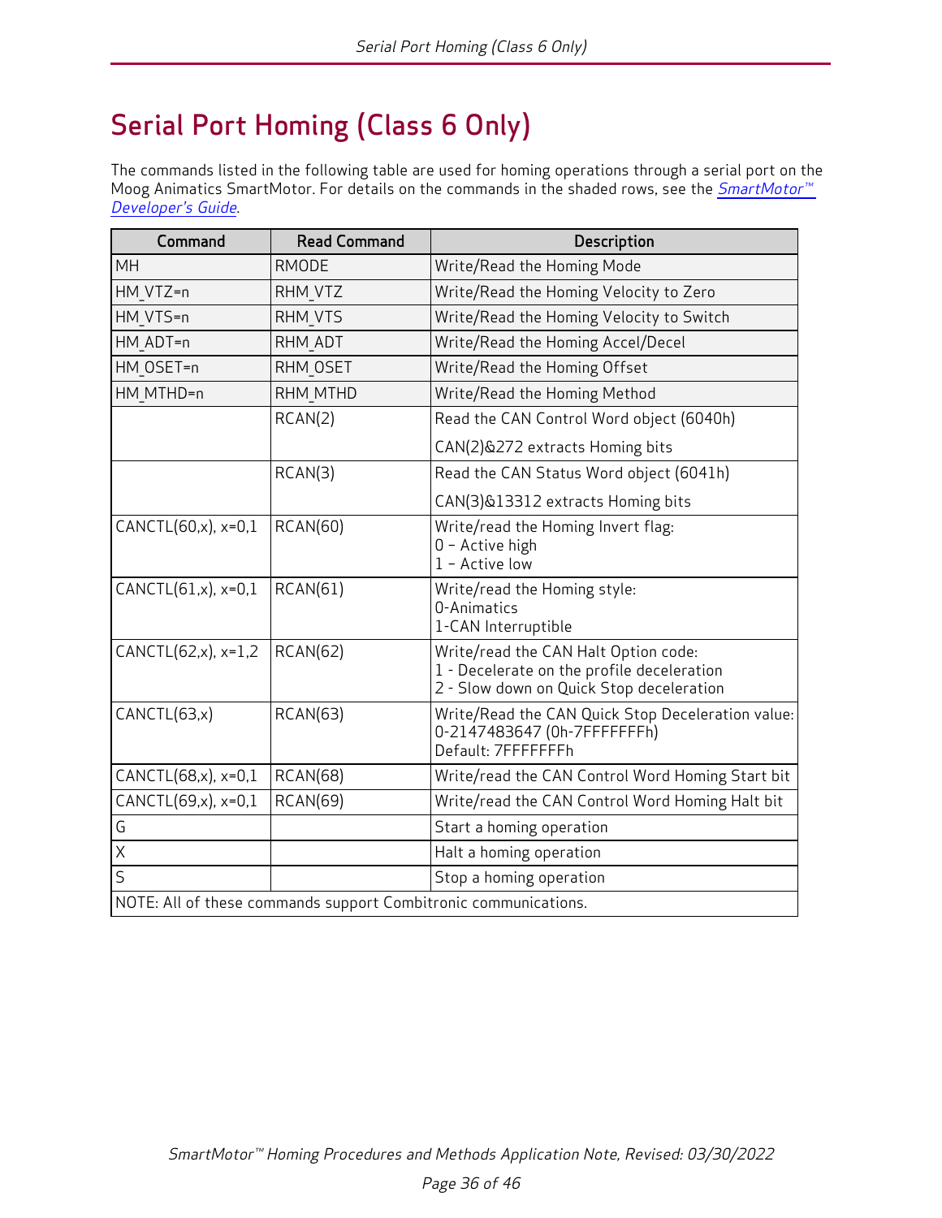# Serial Port Homing (Class 6 Only)

The commands listed in the following table are used for homing operations through a serial port on the Moog Animatics SmartMotor. For details on the commands in the shaded rows, see the *SmartMotor™ Developer's Guide*.

| Command | Read Command | Description |
|---|---|---|
| MH | RMODE | Write/Read the Homing Mode |
| HM_VTZ=n | RHM_VTZ | Write/Read the Homing Velocity to Zero |
| HM_VTS=n | RHM_VTS | Write/Read the Homing Velocity to Switch |
| HM_ADT=n | RHM_ADT | Write/Read the Homing Accel/Decel |
| HM_OSET=n | RHM_OSET | Write/Read the Homing Offset |
| HM_MTHD=n | RHM_MTHD | Write/Read the Homing Method |
| | RCAN(2) | Read the CAN Control Word object (6040h)<br>CAN(2)&272 extracts Homing bits |
| | RCAN(3) | Read the CAN Status Word object (6041h)<br>CAN(3)&13312 extracts Homing bits |
| CANCTL(60,x), x=0,1 | RCAN(60) | Write/read the Homing Invert flag:<br>0 – Active high<br>1 – Active low |
| CANCTL(61,x), x=0,1 | RCAN(61) | Write/read the Homing style:<br>0-Animatics<br>1-CAN Interruptible |
| CANCTL(62,x), x=1,2 | RCAN(62) | Write/read the CAN Halt Option code:<br>1 - Decelerate on the profile deceleration<br>2 - Slow down on Quick Stop deceleration |
| CANCTL(63,x) | RCAN(63) | Write/Read the CAN Quick Stop Deceleration value:<br>0-2147483647 (0h-7FFFFFFFh)<br>Default: 7FFFFFFFh |
| CANCTL(68,x), x=0,1 | RCAN(68) | Write/read the CAN Control Word Homing Start bit |
| CANCTL(69,x), x=0,1 | RCAN(69) | Write/read the CAN Control Word Homing Halt bit |
| G | | Start a homing operation |
| X | | Halt a homing operation |
| S | | Stop a homing operation |
| NOTE: All of these commands support Combitronic communications. | | |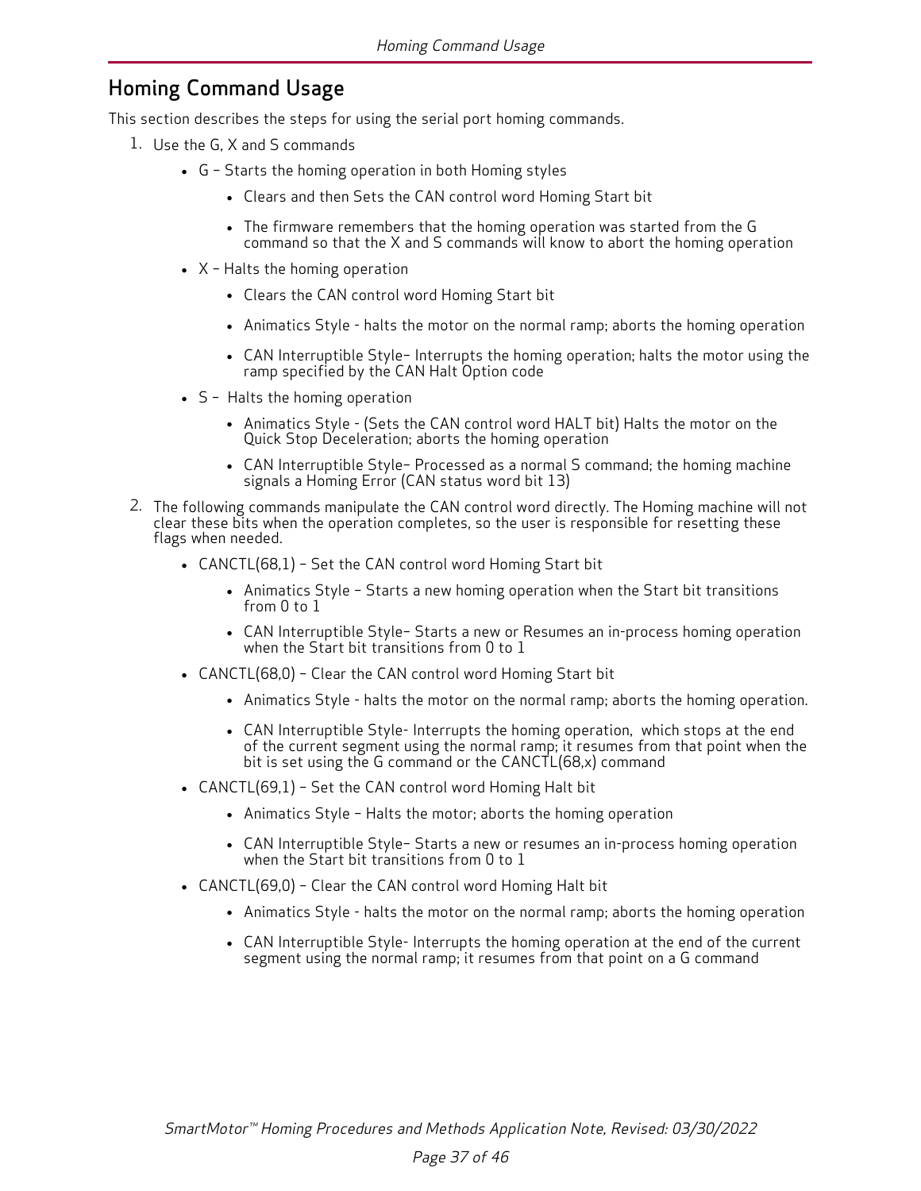## Homing Command Usage

This section describes the steps for using the serial port homing commands.

1. Use the G, X and S commands
   - G – Starts the homing operation in both Homing styles
     - Clears and then Sets the CAN control word Homing Start bit
     - The firmware remembers that the homing operation was started from the G command so that the X and S commands will know to abort the homing operation
   - X – Halts the homing operation
     - Clears the CAN control word Homing Start bit
     - Animatics Style - halts the motor on the normal ramp; aborts the homing operation
     - CAN Interruptible Style– Interrupts the homing operation; halts the motor using the ramp specified by the CAN Halt Option code
   - S – Halts the homing operation
     - Animatics Style - (Sets the CAN control word HALT bit) Halts the motor on the Quick Stop Deceleration; aborts the homing operation
     - CAN Interruptible Style– Processed as a normal S command; the homing machine signals a Homing Error (CAN status word bit 13)
2. The following commands manipulate the CAN control word directly. The Homing machine will not clear these bits when the operation completes, so the user is responsible for resetting these flags when needed.
   - CANCTL(68,1) – Set the CAN control word Homing Start bit
     - Animatics Style – Starts a new homing operation when the Start bit transitions from 0 to 1
     - CAN Interruptible Style– Starts a new or Resumes an in-process homing operation when the Start bit transitions from 0 to 1
   - CANCTL(68,0) – Clear the CAN control word Homing Start bit
     - Animatics Style - halts the motor on the normal ramp; aborts the homing operation.
     - CAN Interruptible Style- Interrupts the homing operation, which stops at the end of the current segment using the normal ramp; it resumes from that point when the bit is set using the G command or the CANCTL(68,x) command
   - CANCTL(69,1) – Set the CAN control word Homing Halt bit
     - Animatics Style – Halts the motor; aborts the homing operation
     - CAN Interruptible Style– Starts a new or resumes an in-process homing operation when the Start bit transitions from 0 to 1
   - CANCTL(69,0) – Clear the CAN control word Homing Halt bit
     - Animatics Style - halts the motor on the normal ramp; aborts the homing operation
     - CAN Interruptible Style- Interrupts the homing operation at the end of the current segment using the normal ramp; it resumes from that point on a G command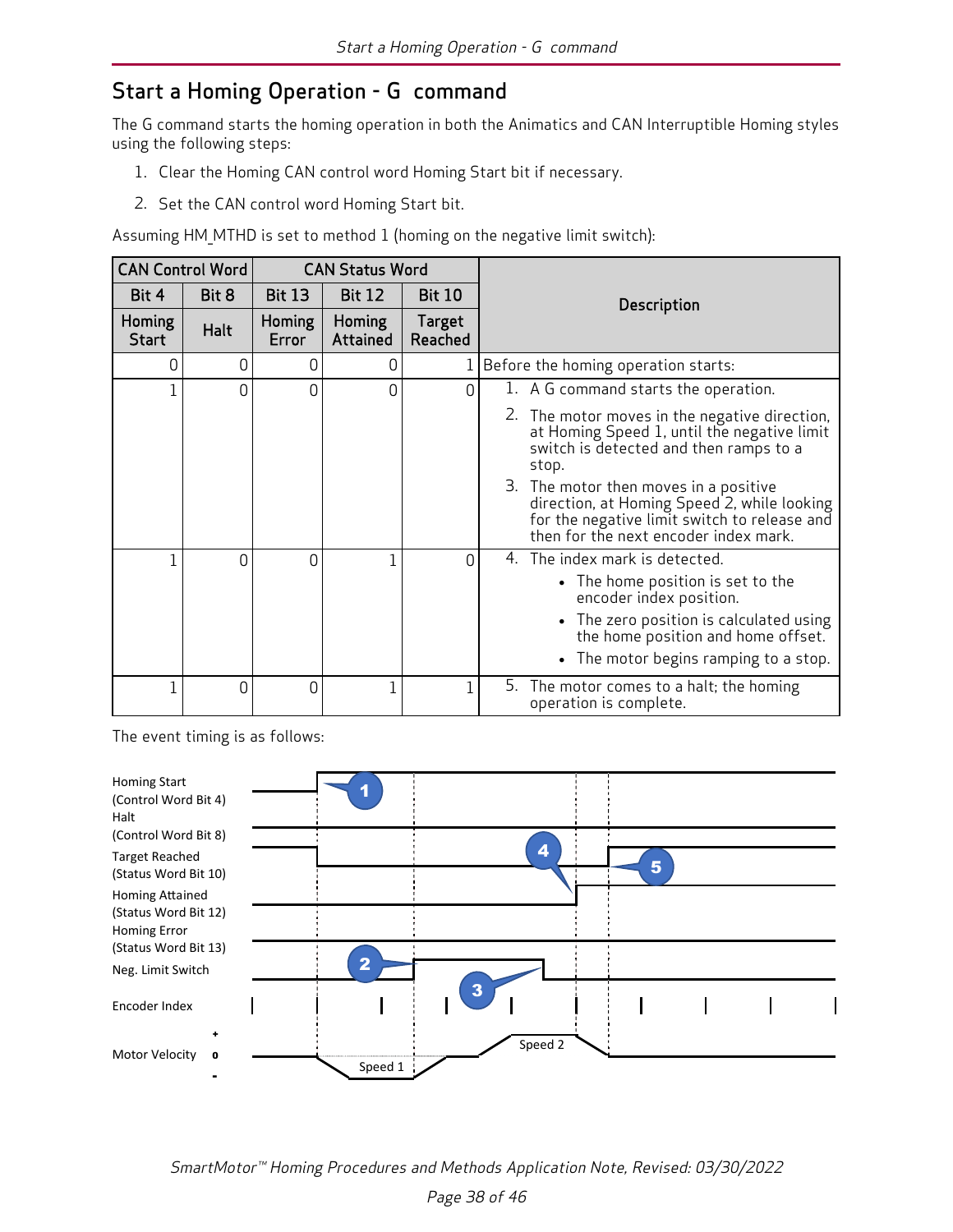# Start a Homing Operation - G command

The G command starts the homing operation in both the Animatics and CAN Interruptible Homing styles using the following steps:

1. Clear the Homing CAN control word Homing Start bit if necessary.
2. Set the CAN control word Homing Start bit.

Assuming HM_MTHD is set to method 1 (homing on the negative limit switch):

| CAN Control Word | | CAN Status Word | | | Description |
|---|---|---|---|---|---|
| Bit 4 | Bit 8 | Bit 13 | Bit 12 | Bit 10 | |
| Homing Start | Halt | Homing Error | Homing Attained | Target Reached | |
| 0 | 0 | 0 | 0 | 1 | Before the homing operation starts: |
| 1 | 0 | 0 | 0 | 0 | 1. A G command starts the operation.<br>2. The motor moves in the negative direction, at Homing Speed 1, until the negative limit switch is detected and then ramps to a stop.<br>3. The motor then moves in a positive direction, at Homing Speed 2, while looking for the negative limit switch to release and then for the next encoder index mark. |
| 1 | 0 | 0 | 1 | 0 | 4. The index mark is detected.<br>• The home position is set to the encoder index position.<br>• The zero position is calculated using the home position and home offset.<br>• The motor begins ramping to a stop. |
| 1 | 0 | 0 | 1 | 1 | 5. The motor comes to a halt; the homing operation is complete. |

The event timing is as follows:

Homing Start (Control Word Bit 4)
Halt (Control Word Bit 8)
Target Reached (Status Word Bit 10)
Homing Attained (Status Word Bit 12)
Homing Error (Status Word Bit 13)
Neg. Limit Switch
Encoder Index
Motor Velocity (+, 0, -) — Speed 1, Speed 2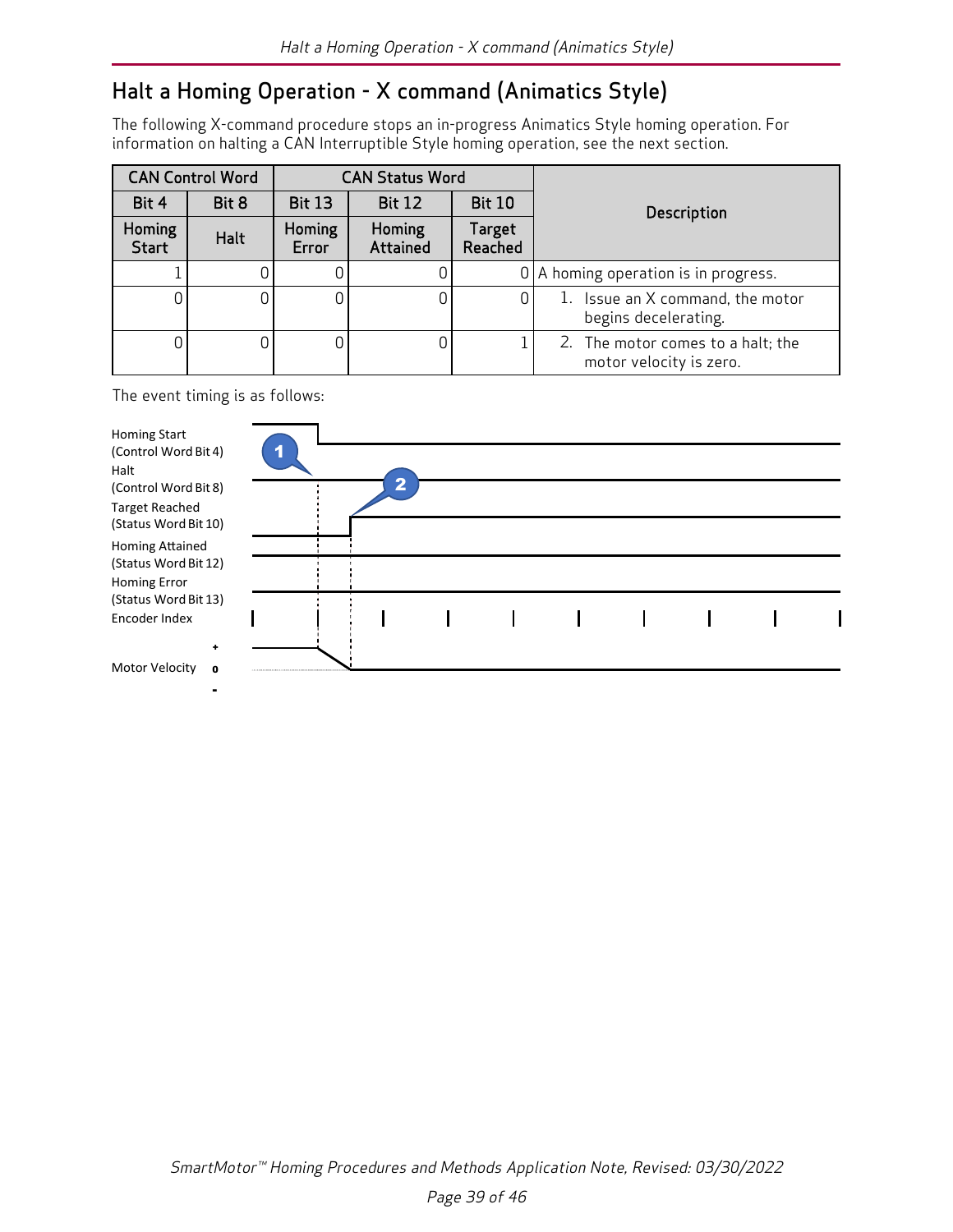# Halt a Homing Operation - X command (Animatics Style)

The following X-command procedure stops an in-progress Animatics Style homing operation. For information on halting a CAN Interruptible Style homing operation, see the next section.

| CAN Control Word | | CAN Status Word | | | Description |
|---|---|---|---|---|---|
| Bit 4 | Bit 8 | Bit 13 | Bit 12 | Bit 10 | |
| Homing Start | Halt | Homing Error | Homing Attained | Target Reached | |
| 1 | 0 | 0 | 0 | 0 | A homing operation is in progress. |
| 0 | 0 | 0 | 0 | 0 | 1. Issue an X command, the motor begins decelerating. |
| 0 | 0 | 0 | 0 | 1 | 2. The motor comes to a halt; the motor velocity is zero. |

The event timing is as follows:

Homing Start (Control Word Bit 4)
Halt (Control Word Bit 8)
Target Reached (Status Word Bit 10)
Homing Attained (Status Word Bit 12)
Homing Error (Status Word Bit 13)
Encoder Index
Motor Velocity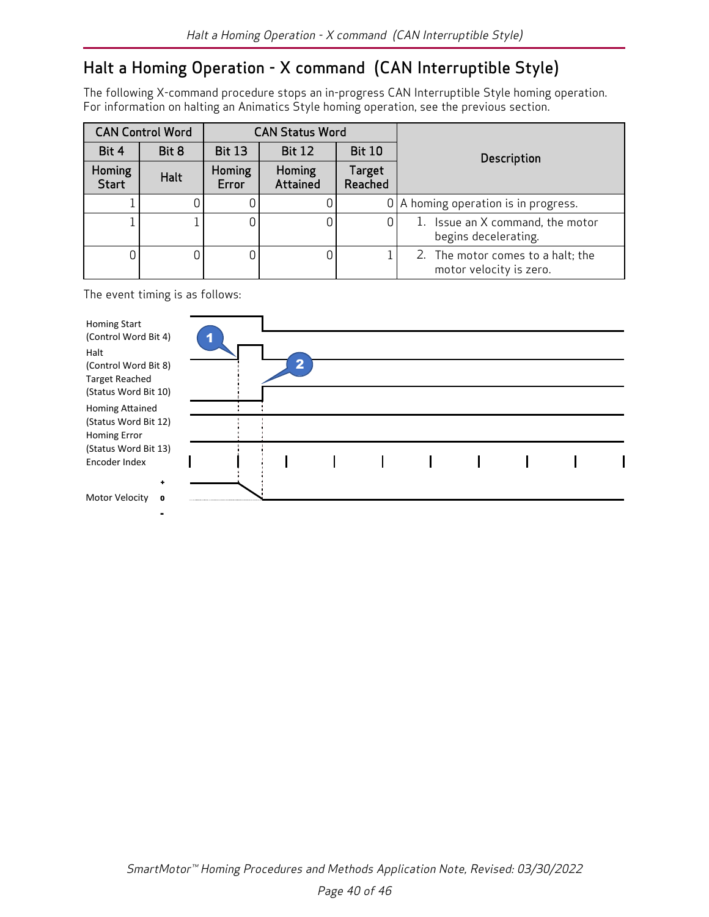# Halt a Homing Operation - X command (CAN Interruptible Style)

The following X-command procedure stops an in-progress CAN Interruptible Style homing operation. For information on halting an Animatics Style homing operation, see the previous section.

| CAN Control Word | | CAN Status Word | | | Description |
|---|---|---|---|---|---|
| Bit 4 | Bit 8 | Bit 13 | Bit 12 | Bit 10 | |
| Homing Start | Halt | Homing Error | Homing Attained | Target Reached | |
| 1 | 0 | 0 | 0 | 0 | A homing operation is in progress. |
| 1 | 1 | 0 | 0 | 0 | 1. Issue an X command, the motor begins decelerating. |
| 0 | 0 | 0 | 0 | 1 | 2. The motor comes to a halt; the motor velocity is zero. |

The event timing is as follows:

Homing Start (Control Word Bit 4)
Halt (Control Word Bit 8)
Target Reached (Status Word Bit 10)
Homing Attained (Status Word Bit 12)
Homing Error (Status Word Bit 13)
Encoder Index
Motor Velocity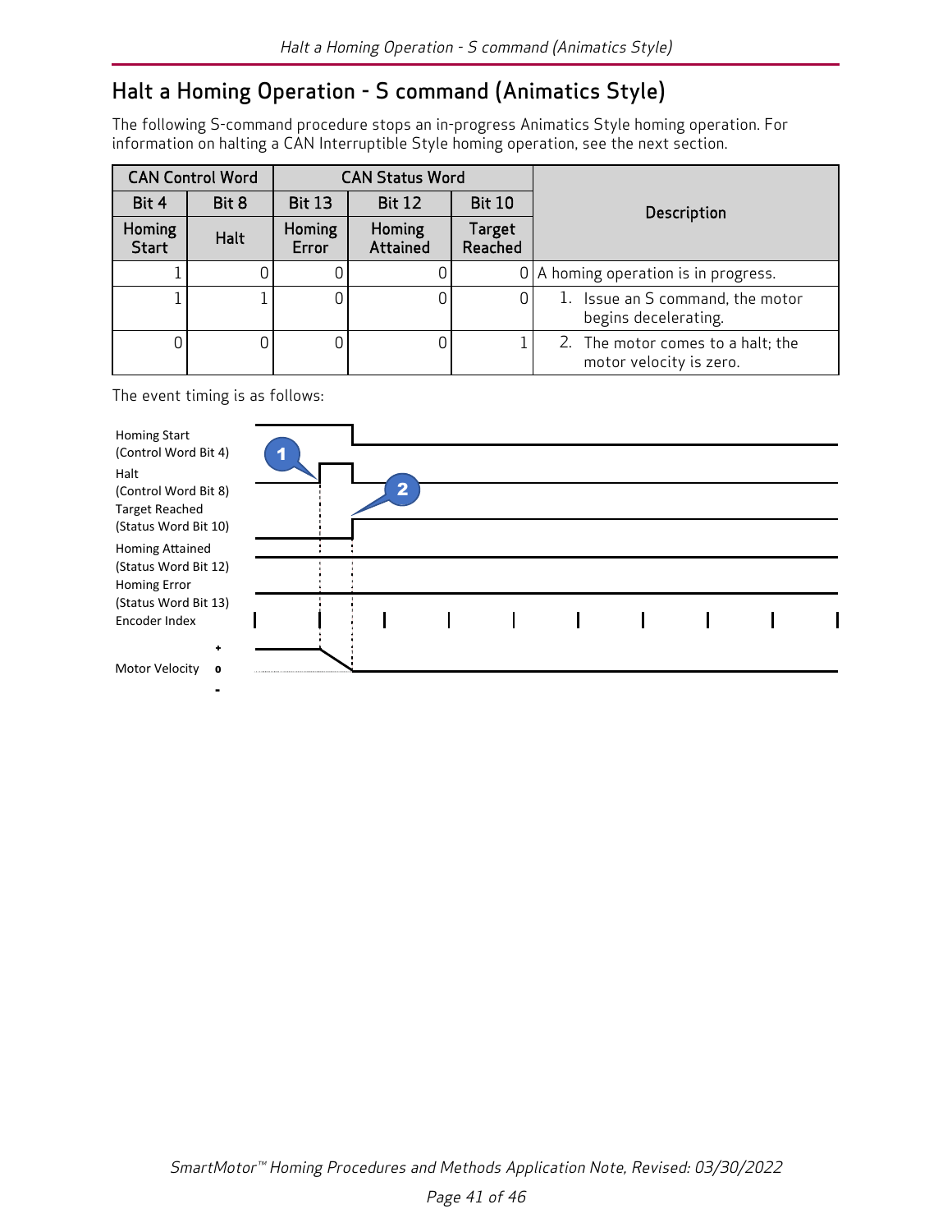# Halt a Homing Operation - S command (Animatics Style)

The following S-command procedure stops an in-progress Animatics Style homing operation. For information on halting a CAN Interruptible Style homing operation, see the next section.

| CAN Control Word | | CAN Status Word | | | Description |
|---|---|---|---|---|---|
| Bit 4 | Bit 8 | Bit 13 | Bit 12 | Bit 10 | |
| Homing Start | Halt | Homing Error | Homing Attained | Target Reached | |
| 1 | 0 | 0 | 0 | 0 | A homing operation is in progress. |
| 1 | 1 | 0 | 0 | 0 | 1. Issue an S command, the motor begins decelerating. |
| 0 | 0 | 0 | 0 | 1 | 2. The motor comes to a halt; the motor velocity is zero. |

The event timing is as follows:

Homing Start (Control Word Bit 4)
Halt (Control Word Bit 8)
Target Reached (Status Word Bit 10)
Homing Attained (Status Word Bit 12)
Homing Error (Status Word Bit 13)
Encoder Index
Motor Velocity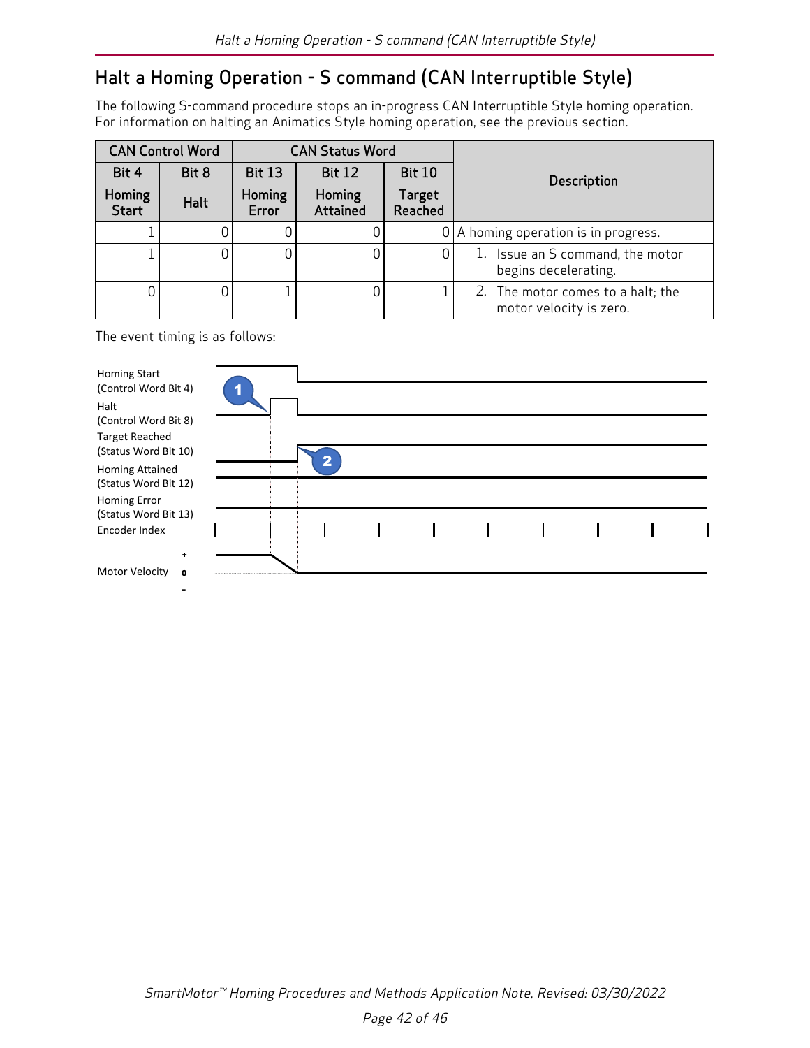# Halt a Homing Operation - S command (CAN Interruptible Style)

The following S-command procedure stops an in-progress CAN Interruptible Style homing operation. For information on halting an Animatics Style homing operation, see the previous section.

| CAN Control Word | | CAN Status Word | | | Description |
|---|---|---|---|---|---|
| Bit 4 | Bit 8 | Bit 13 | Bit 12 | Bit 10 | |
| Homing Start | Halt | Homing Error | Homing Attained | Target Reached | |
| 1 | 0 | 0 | 0 | 0 | A homing operation is in progress. |
| 1 | 0 | 0 | 0 | 0 | 1. Issue an S command, the motor begins decelerating. |
| 0 | 0 | 1 | 0 | 1 | 2. The motor comes to a halt; the motor velocity is zero. |

The event timing is as follows:

Homing Start (Control Word Bit 4)
Halt (Control Word Bit 8)
Target Reached (Status Word Bit 10)
Homing Attained (Status Word Bit 12)
Homing Error (Status Word Bit 13)
Encoder Index
Motor Velocity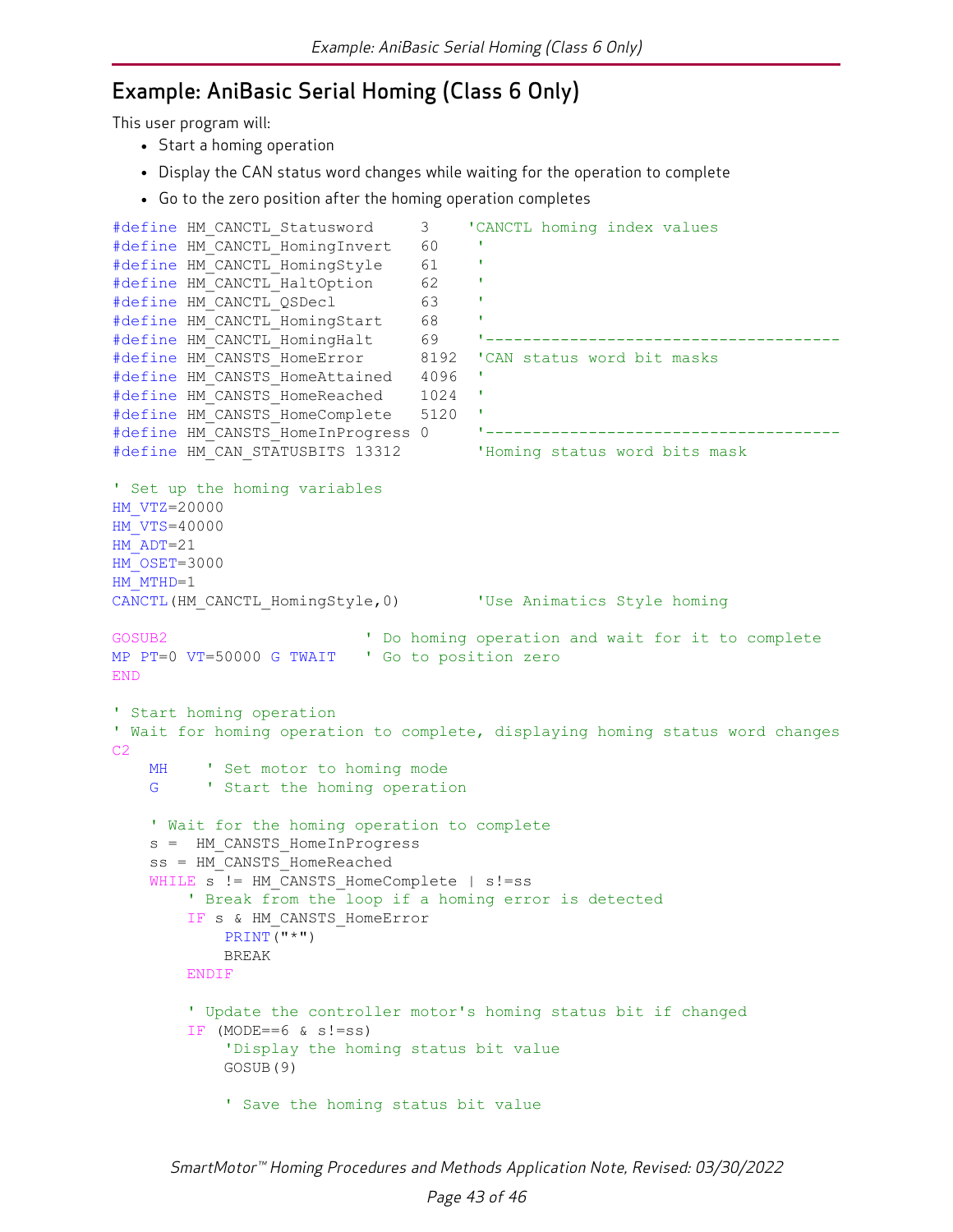## Example: AniBasic Serial Homing (Class 6 Only)

This user program will:

- Start a homing operation
- Display the CAN status word changes while waiting for the operation to complete
- Go to the zero position after the homing operation completes

```
#define HM_CANCTL_Statusword     3    'CANCTL homing index values
#define HM_CANCTL_HomingInvert   60    '
#define HM_CANCTL_HomingStyle    61    '
#define HM_CANCTL_HaltOption     62    '
#define HM_CANCTL_QSDecl         63    '
#define HM_CANCTL_HomingStart    68    '
#define HM_CANCTL_HomingHalt     69    '-------------------------------------
#define HM_CANSTS_HomeError      8192  'CAN status word bit masks
#define HM_CANSTS_HomeAttained   4096  '
#define HM_CANSTS_HomeReached    1024  '
#define HM_CANSTS_HomeComplete   5120  '
#define HM_CANSTS_HomeInProgress 0     '-------------------------------------
#define HM_CAN_STATUSBITS 13312        'Homing status word bits mask

' Set up the homing variables
HM_VTZ=20000
HM_VTS=40000
HM_ADT=21
HM_OSET=3000
HM_MTHD=1
CANCTL(HM_CANCTL_HomingStyle,0)        'Use Animatics Style homing

GOSUB2                      ' Do homing operation and wait for it to complete
MP PT=0 VT=50000 G TWAIT    ' Go to position zero
END

' Start homing operation
' Wait for homing operation to complete, displaying homing status word changes
C2
    MH     ' Set motor to homing mode
    G      ' Start the homing operation

    ' Wait for the homing operation to complete
    s =  HM_CANSTS_HomeInProgress
    ss = HM_CANSTS_HomeReached
    WHILE s != HM_CANSTS_HomeComplete | s!=ss
        ' Break from the loop if a homing error is detected
        IF s & HM_CANSTS_HomeError
            PRINT("*")
            BREAK
        ENDIF

        ' Update the controller motor's homing status bit if changed
        IF (MODE==6 & s!=ss)
            'Display the homing status bit value
            GOSUB(9)

            ' Save the homing status bit value
```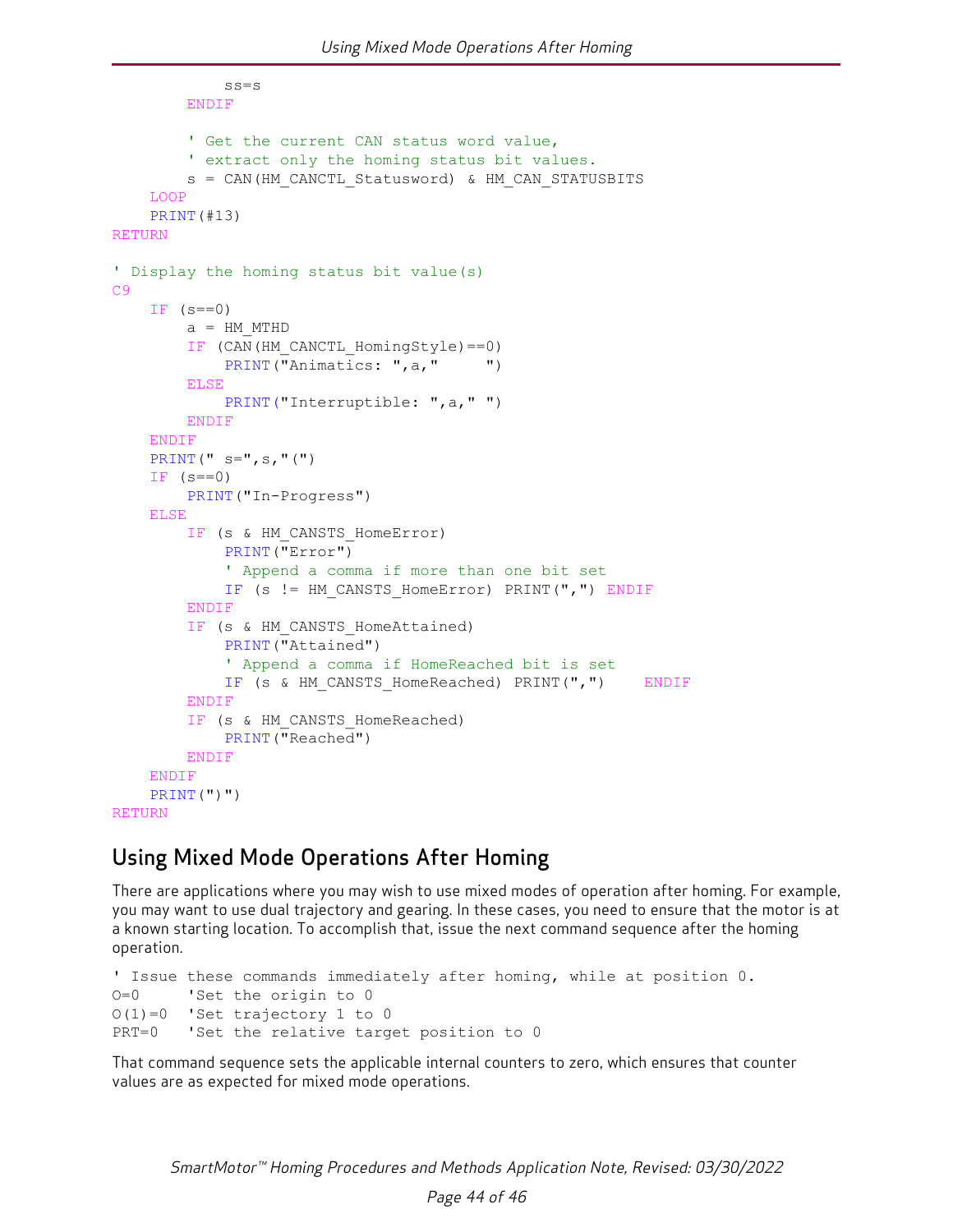```
            ss=s
        ENDIF

        ' Get the current CAN status word value,
        ' extract only the homing status bit values.
        s = CAN(HM_CANCTL_Statusword) & HM_CAN_STATUSBITS
    LOOP
    PRINT(#13)
RETURN

' Display the homing status bit value(s)
C9
    IF (s==0)
        a = HM_MTHD
        IF (CAN(HM_CANCTL_HomingStyle)==0)
            PRINT("Animatics: ",a,"     ")
        ELSE
            PRINT("Interruptible: ",a," ")
        ENDIF
    ENDIF
    PRINT(" s=",s,"(")
    IF (s==0)
        PRINT("In-Progress")
    ELSE
        IF (s & HM_CANSTS_HomeError)
            PRINT("Error")
            ' Append a comma if more than one bit set
            IF (s != HM_CANSTS_HomeError) PRINT(",") ENDIF
        ENDIF
        IF (s & HM_CANSTS_HomeAttained)
            PRINT("Attained")
            ' Append a comma if HomeReached bit is set
            IF (s & HM_CANSTS_HomeReached) PRINT(",")    ENDIF
        ENDIF
        IF (s & HM_CANSTS_HomeReached)
            PRINT("Reached")
        ENDIF
    ENDIF
    PRINT(")")
RETURN
```

## Using Mixed Mode Operations After Homing

There are applications where you may wish to use mixed modes of operation after homing. For example, you may want to use dual trajectory and gearing. In these cases, you need to ensure that the motor is at a known starting location. To accomplish that, issue the next command sequence after the homing operation.

```
' Issue these commands immediately after homing, while at position 0.
O=0      'Set the origin to 0
O(1)=0   'Set trajectory 1 to 0
PRT=0    'Set the relative target position to 0
```

That command sequence sets the applicable internal counters to zero, which ensures that counter values are as expected for mixed mode operations.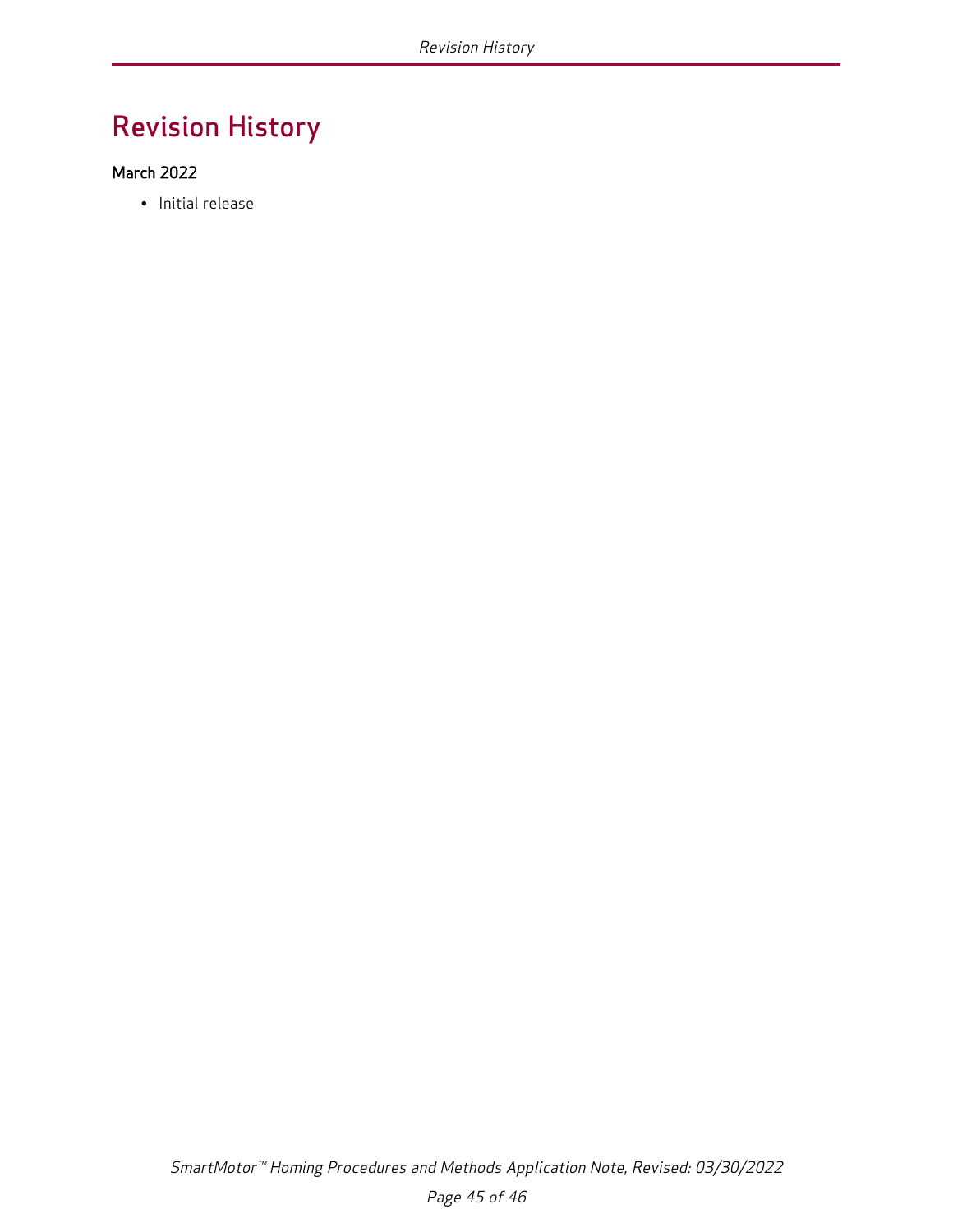# Revision History

### March 2022

- Initial release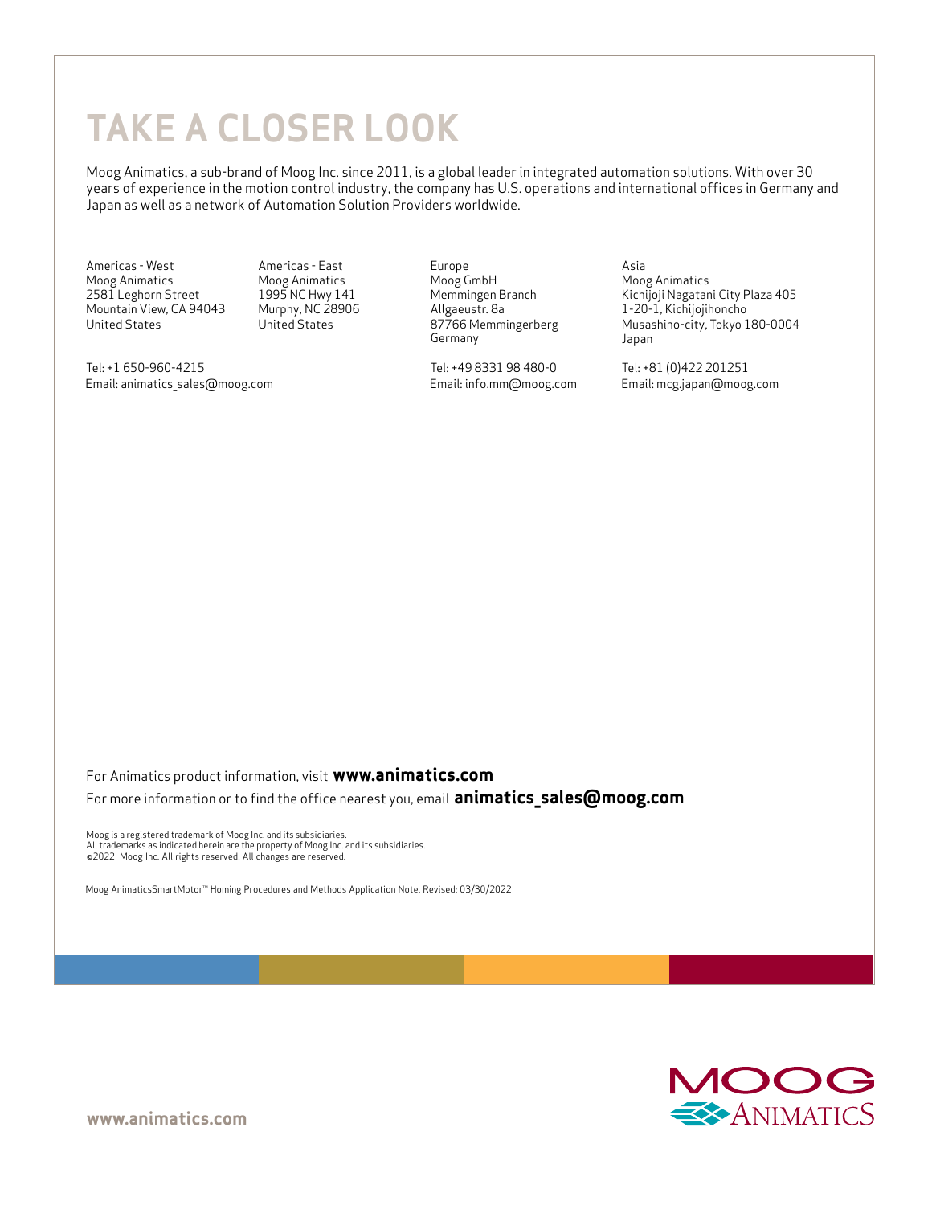# TAKE A CLOSER LOOK

Moog Animatics, a sub-brand of Moog Inc. since 2011, is a global leader in integrated automation solutions. With over 30 years of experience in the motion control industry, the company has U.S. operations and international offices in Germany and Japan as well as a network of Automation Solution Providers worldwide.

Americas - West
Moog Animatics
2581 Leghorn Street
Mountain View, CA 94043
United States

Americas - East
Moog Animatics
1995 NC Hwy 141
Murphy, NC 28906
United States

Tel: +1 650-960-4215
Email: animatics_sales@moog.com

Europe
Moog GmbH
Memmingen Branch
Allgaeustr. 8a
87766 Memmingerberg
Germany

Tel: +49 8331 98 480-0
Email: info.mm@moog.com

Asia
Moog Animatics
Kichijoji Nagatani City Plaza 405
1-20-1, Kichijojihoncho
Musashino-city, Tokyo 180-0004
Japan

Tel: +81 (0)422 201251
Email: mcg.japan@moog.com

For Animatics product information, visit **www.animatics.com**

For more information or to find the office nearest you, email **animatics_sales@moog.com**

Moog is a registered trademark of Moog Inc. and its subsidiaries.
All trademarks as indicated herein are the property of Moog Inc. and its subsidiaries.
©2022 Moog Inc. All rights reserved. All changes are reserved.

Moog AnimaticsSmartMotor™ Homing Procedures and Methods Application Note, Revised: 03/30/2022

www.animatics.com